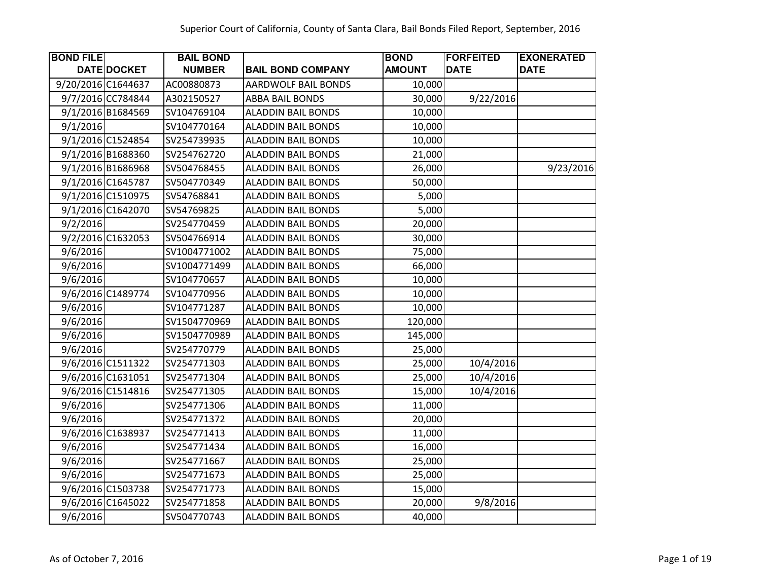# Superior Court of California, County of Santa Clara, Bail Bonds Filed Report, September, 2016

| BOND FILE DATE | DOCKET | BAIL BOND NUMBER | BAIL BOND COMPANY | BOND AMOUNT | FORFEITED DATE | EXONERATED DATE |
|---|---|---|---|---|---|---|
| 9/20/2016 | C1644637 | AC00880873 | AARDWOLF BAIL BONDS | 10,000 | | |
| 9/7/2016 | CC784844 | A302150527 | ABBA BAIL BONDS | 30,000 | 9/22/2016 | |
| 9/1/2016 | B1684569 | SV104769104 | ALADDIN BAIL BONDS | 10,000 | | |
| 9/1/2016 | | SV104770164 | ALADDIN BAIL BONDS | 10,000 | | |
| 9/1/2016 | C1524854 | SV254739935 | ALADDIN BAIL BONDS | 10,000 | | |
| 9/1/2016 | B1688360 | SV254762720 | ALADDIN BAIL BONDS | 21,000 | | |
| 9/1/2016 | B1686968 | SV504768455 | ALADDIN BAIL BONDS | 26,000 | | 9/23/2016 |
| 9/1/2016 | C1645787 | SV504770349 | ALADDIN BAIL BONDS | 50,000 | | |
| 9/1/2016 | C1510975 | SV54768841 | ALADDIN BAIL BONDS | 5,000 | | |
| 9/1/2016 | C1642070 | SV54769825 | ALADDIN BAIL BONDS | 5,000 | | |
| 9/2/2016 | | SV254770459 | ALADDIN BAIL BONDS | 20,000 | | |
| 9/2/2016 | C1632053 | SV504766914 | ALADDIN BAIL BONDS | 30,000 | | |
| 9/6/2016 | | SV1004771002 | ALADDIN BAIL BONDS | 75,000 | | |
| 9/6/2016 | | SV1004771499 | ALADDIN BAIL BONDS | 66,000 | | |
| 9/6/2016 | | SV104770657 | ALADDIN BAIL BONDS | 10,000 | | |
| 9/6/2016 | C1489774 | SV104770956 | ALADDIN BAIL BONDS | 10,000 | | |
| 9/6/2016 | | SV104771287 | ALADDIN BAIL BONDS | 10,000 | | |
| 9/6/2016 | | SV1504770969 | ALADDIN BAIL BONDS | 120,000 | | |
| 9/6/2016 | | SV1504770989 | ALADDIN BAIL BONDS | 145,000 | | |
| 9/6/2016 | | SV254770779 | ALADDIN BAIL BONDS | 25,000 | | |
| 9/6/2016 | C1511322 | SV254771303 | ALADDIN BAIL BONDS | 25,000 | 10/4/2016 | |
| 9/6/2016 | C1631051 | SV254771304 | ALADDIN BAIL BONDS | 25,000 | 10/4/2016 | |
| 9/6/2016 | C1514816 | SV254771305 | ALADDIN BAIL BONDS | 15,000 | 10/4/2016 | |
| 9/6/2016 | | SV254771306 | ALADDIN BAIL BONDS | 11,000 | | |
| 9/6/2016 | | SV254771372 | ALADDIN BAIL BONDS | 20,000 | | |
| 9/6/2016 | C1638937 | SV254771413 | ALADDIN BAIL BONDS | 11,000 | | |
| 9/6/2016 | | SV254771434 | ALADDIN BAIL BONDS | 16,000 | | |
| 9/6/2016 | | SV254771667 | ALADDIN BAIL BONDS | 25,000 | | |
| 9/6/2016 | | SV254771673 | ALADDIN BAIL BONDS | 25,000 | | |
| 9/6/2016 | C1503738 | SV254771773 | ALADDIN BAIL BONDS | 15,000 | | |
| 9/6/2016 | C1645022 | SV254771858 | ALADDIN BAIL BONDS | 20,000 | 9/8/2016 | |
| 9/6/2016 | | SV504770743 | ALADDIN BAIL BONDS | 40,000 | | |

As of October 7, 2016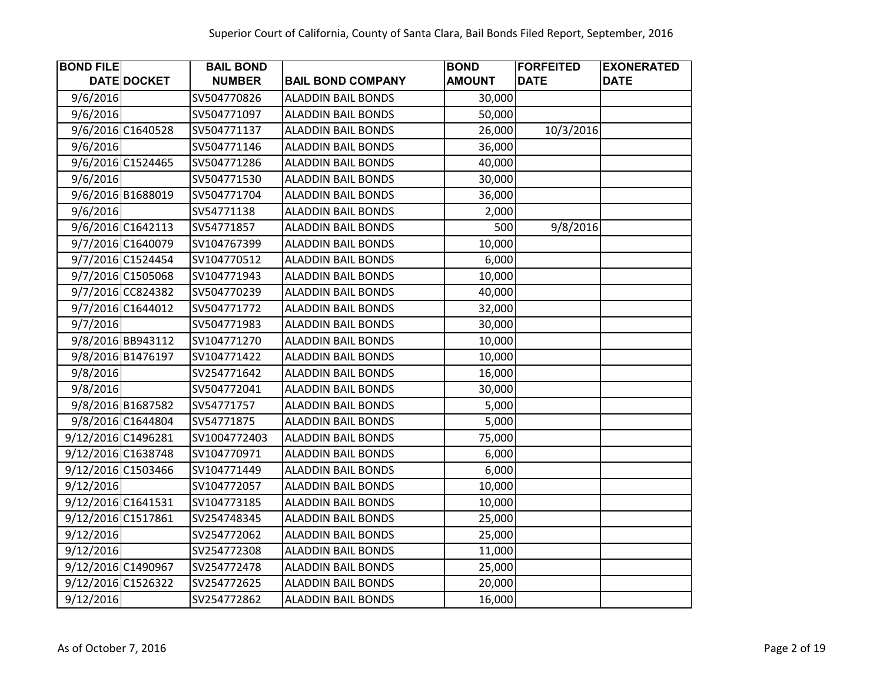Superior Court of California, County of Santa Clara, Bail Bonds Filed Report, September, 2016

| BOND FILE DATE | DOCKET | BAIL BOND NUMBER | BAIL BOND COMPANY | BOND AMOUNT | FORFEITED DATE | EXONERATED DATE |
|---|---|---|---|---|---|---|
| 9/6/2016 | | SV504770826 | ALADDIN BAIL BONDS | 30,000 | | |
| 9/6/2016 | | SV504771097 | ALADDIN BAIL BONDS | 50,000 | | |
| 9/6/2016 | C1640528 | SV504771137 | ALADDIN BAIL BONDS | 26,000 | 10/3/2016 | |
| 9/6/2016 | | SV504771146 | ALADDIN BAIL BONDS | 36,000 | | |
| 9/6/2016 | C1524465 | SV504771286 | ALADDIN BAIL BONDS | 40,000 | | |
| 9/6/2016 | | SV504771530 | ALADDIN BAIL BONDS | 30,000 | | |
| 9/6/2016 | B1688019 | SV504771704 | ALADDIN BAIL BONDS | 36,000 | | |
| 9/6/2016 | | SV54771138 | ALADDIN BAIL BONDS | 2,000 | | |
| 9/6/2016 | C1642113 | SV54771857 | ALADDIN BAIL BONDS | 500 | 9/8/2016 | |
| 9/7/2016 | C1640079 | SV104767399 | ALADDIN BAIL BONDS | 10,000 | | |
| 9/7/2016 | C1524454 | SV104770512 | ALADDIN BAIL BONDS | 6,000 | | |
| 9/7/2016 | C1505068 | SV104771943 | ALADDIN BAIL BONDS | 10,000 | | |
| 9/7/2016 | CC824382 | SV504770239 | ALADDIN BAIL BONDS | 40,000 | | |
| 9/7/2016 | C1644012 | SV504771772 | ALADDIN BAIL BONDS | 32,000 | | |
| 9/7/2016 | | SV504771983 | ALADDIN BAIL BONDS | 30,000 | | |
| 9/8/2016 | BB943112 | SV104771270 | ALADDIN BAIL BONDS | 10,000 | | |
| 9/8/2016 | B1476197 | SV104771422 | ALADDIN BAIL BONDS | 10,000 | | |
| 9/8/2016 | | SV254771642 | ALADDIN BAIL BONDS | 16,000 | | |
| 9/8/2016 | | SV504772041 | ALADDIN BAIL BONDS | 30,000 | | |
| 9/8/2016 | B1687582 | SV54771757 | ALADDIN BAIL BONDS | 5,000 | | |
| 9/8/2016 | C1644804 | SV54771875 | ALADDIN BAIL BONDS | 5,000 | | |
| 9/12/2016 | C1496281 | SV1004772403 | ALADDIN BAIL BONDS | 75,000 | | |
| 9/12/2016 | C1638748 | SV104770971 | ALADDIN BAIL BONDS | 6,000 | | |
| 9/12/2016 | C1503466 | SV104771449 | ALADDIN BAIL BONDS | 6,000 | | |
| 9/12/2016 | | SV104772057 | ALADDIN BAIL BONDS | 10,000 | | |
| 9/12/2016 | C1641531 | SV104773185 | ALADDIN BAIL BONDS | 10,000 | | |
| 9/12/2016 | C1517861 | SV254748345 | ALADDIN BAIL BONDS | 25,000 | | |
| 9/12/2016 | | SV254772062 | ALADDIN BAIL BONDS | 25,000 | | |
| 9/12/2016 | | SV254772308 | ALADDIN BAIL BONDS | 11,000 | | |
| 9/12/2016 | C1490967 | SV254772478 | ALADDIN BAIL BONDS | 25,000 | | |
| 9/12/2016 | C1526322 | SV254772625 | ALADDIN BAIL BONDS | 20,000 | | |
| 9/12/2016 | | SV254772862 | ALADDIN BAIL BONDS | 16,000 | | |

As of October 7, 2016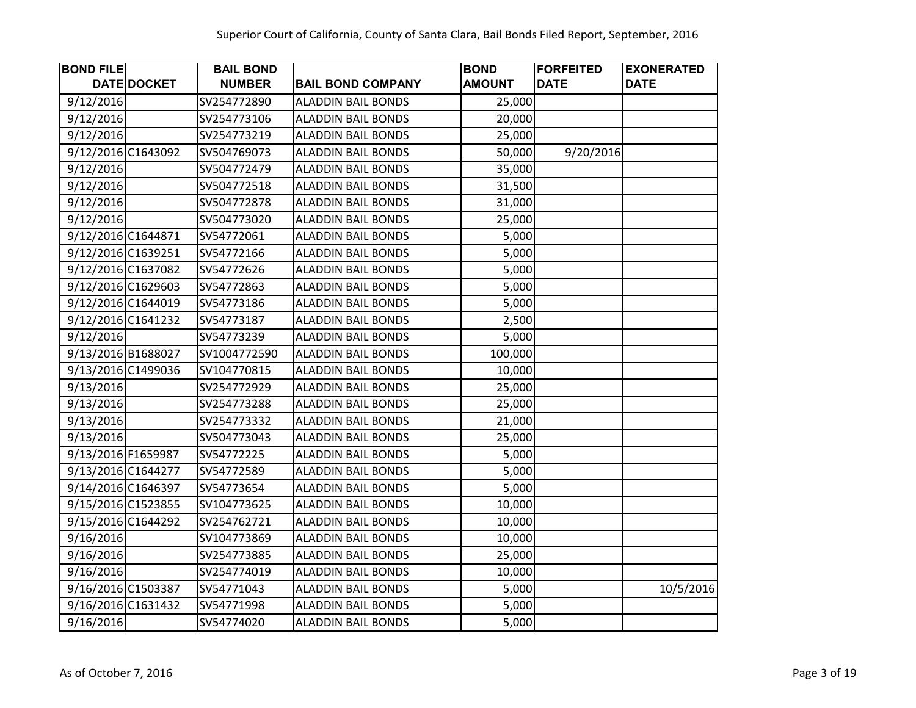Superior Court of California, County of Santa Clara, Bail Bonds Filed Report, September, 2016

| BOND FILE DATE | DOCKET | BAIL BOND NUMBER | BAIL BOND COMPANY | BOND AMOUNT | FORFEITED DATE | EXONERATED DATE |
|---|---|---|---|---|---|---|
| 9/12/2016 | | SV254772890 | ALADDIN BAIL BONDS | 25,000 | | |
| 9/12/2016 | | SV254773106 | ALADDIN BAIL BONDS | 20,000 | | |
| 9/12/2016 | | SV254773219 | ALADDIN BAIL BONDS | 25,000 | | |
| 9/12/2016 | C1643092 | SV504769073 | ALADDIN BAIL BONDS | 50,000 | 9/20/2016 | |
| 9/12/2016 | | SV504772479 | ALADDIN BAIL BONDS | 35,000 | | |
| 9/12/2016 | | SV504772518 | ALADDIN BAIL BONDS | 31,500 | | |
| 9/12/2016 | | SV504772878 | ALADDIN BAIL BONDS | 31,000 | | |
| 9/12/2016 | | SV504773020 | ALADDIN BAIL BONDS | 25,000 | | |
| 9/12/2016 | C1644871 | SV54772061 | ALADDIN BAIL BONDS | 5,000 | | |
| 9/12/2016 | C1639251 | SV54772166 | ALADDIN BAIL BONDS | 5,000 | | |
| 9/12/2016 | C1637082 | SV54772626 | ALADDIN BAIL BONDS | 5,000 | | |
| 9/12/2016 | C1629603 | SV54772863 | ALADDIN BAIL BONDS | 5,000 | | |
| 9/12/2016 | C1644019 | SV54773186 | ALADDIN BAIL BONDS | 5,000 | | |
| 9/12/2016 | C1641232 | SV54773187 | ALADDIN BAIL BONDS | 2,500 | | |
| 9/12/2016 | | SV54773239 | ALADDIN BAIL BONDS | 5,000 | | |
| 9/13/2016 | B1688027 | SV1004772590 | ALADDIN BAIL BONDS | 100,000 | | |
| 9/13/2016 | C1499036 | SV104770815 | ALADDIN BAIL BONDS | 10,000 | | |
| 9/13/2016 | | SV254772929 | ALADDIN BAIL BONDS | 25,000 | | |
| 9/13/2016 | | SV254773288 | ALADDIN BAIL BONDS | 25,000 | | |
| 9/13/2016 | | SV254773332 | ALADDIN BAIL BONDS | 21,000 | | |
| 9/13/2016 | | SV504773043 | ALADDIN BAIL BONDS | 25,000 | | |
| 9/13/2016 | F1659987 | SV54772225 | ALADDIN BAIL BONDS | 5,000 | | |
| 9/13/2016 | C1644277 | SV54772589 | ALADDIN BAIL BONDS | 5,000 | | |
| 9/14/2016 | C1646397 | SV54773654 | ALADDIN BAIL BONDS | 5,000 | | |
| 9/15/2016 | C1523855 | SV104773625 | ALADDIN BAIL BONDS | 10,000 | | |
| 9/15/2016 | C1644292 | SV254762721 | ALADDIN BAIL BONDS | 10,000 | | |
| 9/16/2016 | | SV104773869 | ALADDIN BAIL BONDS | 10,000 | | |
| 9/16/2016 | | SV254773885 | ALADDIN BAIL BONDS | 25,000 | | |
| 9/16/2016 | | SV254774019 | ALADDIN BAIL BONDS | 10,000 | | |
| 9/16/2016 | C1503387 | SV54771043 | ALADDIN BAIL BONDS | 5,000 | | 10/5/2016 |
| 9/16/2016 | C1631432 | SV54771998 | ALADDIN BAIL BONDS | 5,000 | | |
| 9/16/2016 | | SV54774020 | ALADDIN BAIL BONDS | 5,000 | | |

As of October 7, 2016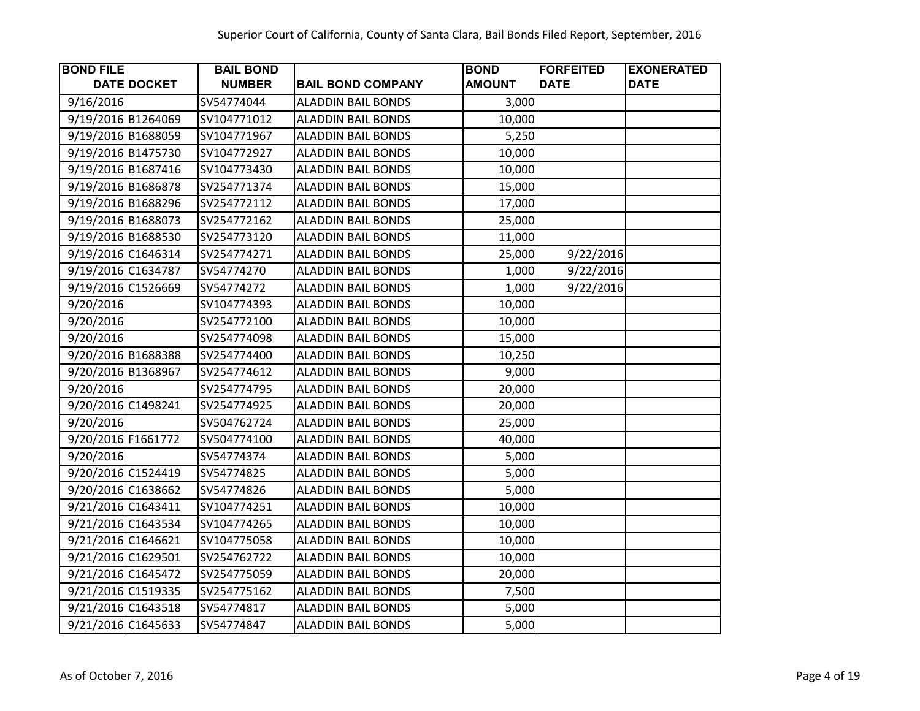Superior Court of California, County of Santa Clara, Bail Bonds Filed Report, September, 2016

| BOND FILE DATE | DOCKET | BAIL BOND NUMBER | BAIL BOND COMPANY | BOND AMOUNT | FORFEITED DATE | EXONERATED DATE |
|---|---|---|---|---|---|---|
| 9/16/2016 | | SV54774044 | ALADDIN BAIL BONDS | 3,000 | | |
| 9/19/2016 | B1264069 | SV104771012 | ALADDIN BAIL BONDS | 10,000 | | |
| 9/19/2016 | B1688059 | SV104771967 | ALADDIN BAIL BONDS | 5,250 | | |
| 9/19/2016 | B1475730 | SV104772927 | ALADDIN BAIL BONDS | 10,000 | | |
| 9/19/2016 | B1687416 | SV104773430 | ALADDIN BAIL BONDS | 10,000 | | |
| 9/19/2016 | B1686878 | SV254771374 | ALADDIN BAIL BONDS | 15,000 | | |
| 9/19/2016 | B1688296 | SV254772112 | ALADDIN BAIL BONDS | 17,000 | | |
| 9/19/2016 | B1688073 | SV254772162 | ALADDIN BAIL BONDS | 25,000 | | |
| 9/19/2016 | B1688530 | SV254773120 | ALADDIN BAIL BONDS | 11,000 | | |
| 9/19/2016 | C1646314 | SV254774271 | ALADDIN BAIL BONDS | 25,000 | 9/22/2016 | |
| 9/19/2016 | C1634787 | SV54774270 | ALADDIN BAIL BONDS | 1,000 | 9/22/2016 | |
| 9/19/2016 | C1526669 | SV54774272 | ALADDIN BAIL BONDS | 1,000 | 9/22/2016 | |
| 9/20/2016 | | SV104774393 | ALADDIN BAIL BONDS | 10,000 | | |
| 9/20/2016 | | SV254772100 | ALADDIN BAIL BONDS | 10,000 | | |
| 9/20/2016 | | SV254774098 | ALADDIN BAIL BONDS | 15,000 | | |
| 9/20/2016 | B1688388 | SV254774400 | ALADDIN BAIL BONDS | 10,250 | | |
| 9/20/2016 | B1368967 | SV254774612 | ALADDIN BAIL BONDS | 9,000 | | |
| 9/20/2016 | | SV254774795 | ALADDIN BAIL BONDS | 20,000 | | |
| 9/20/2016 | C1498241 | SV254774925 | ALADDIN BAIL BONDS | 20,000 | | |
| 9/20/2016 | | SV504762724 | ALADDIN BAIL BONDS | 25,000 | | |
| 9/20/2016 | F1661772 | SV504774100 | ALADDIN BAIL BONDS | 40,000 | | |
| 9/20/2016 | | SV54774374 | ALADDIN BAIL BONDS | 5,000 | | |
| 9/20/2016 | C1524419 | SV54774825 | ALADDIN BAIL BONDS | 5,000 | | |
| 9/20/2016 | C1638662 | SV54774826 | ALADDIN BAIL BONDS | 5,000 | | |
| 9/21/2016 | C1643411 | SV104774251 | ALADDIN BAIL BONDS | 10,000 | | |
| 9/21/2016 | C1643534 | SV104774265 | ALADDIN BAIL BONDS | 10,000 | | |
| 9/21/2016 | C1646621 | SV104775058 | ALADDIN BAIL BONDS | 10,000 | | |
| 9/21/2016 | C1629501 | SV254762722 | ALADDIN BAIL BONDS | 10,000 | | |
| 9/21/2016 | C1645472 | SV254775059 | ALADDIN BAIL BONDS | 20,000 | | |
| 9/21/2016 | C1519335 | SV254775162 | ALADDIN BAIL BONDS | 7,500 | | |
| 9/21/2016 | C1643518 | SV54774817 | ALADDIN BAIL BONDS | 5,000 | | |
| 9/21/2016 | C1645633 | SV54774847 | ALADDIN BAIL BONDS | 5,000 | | |

As of October 7, 2016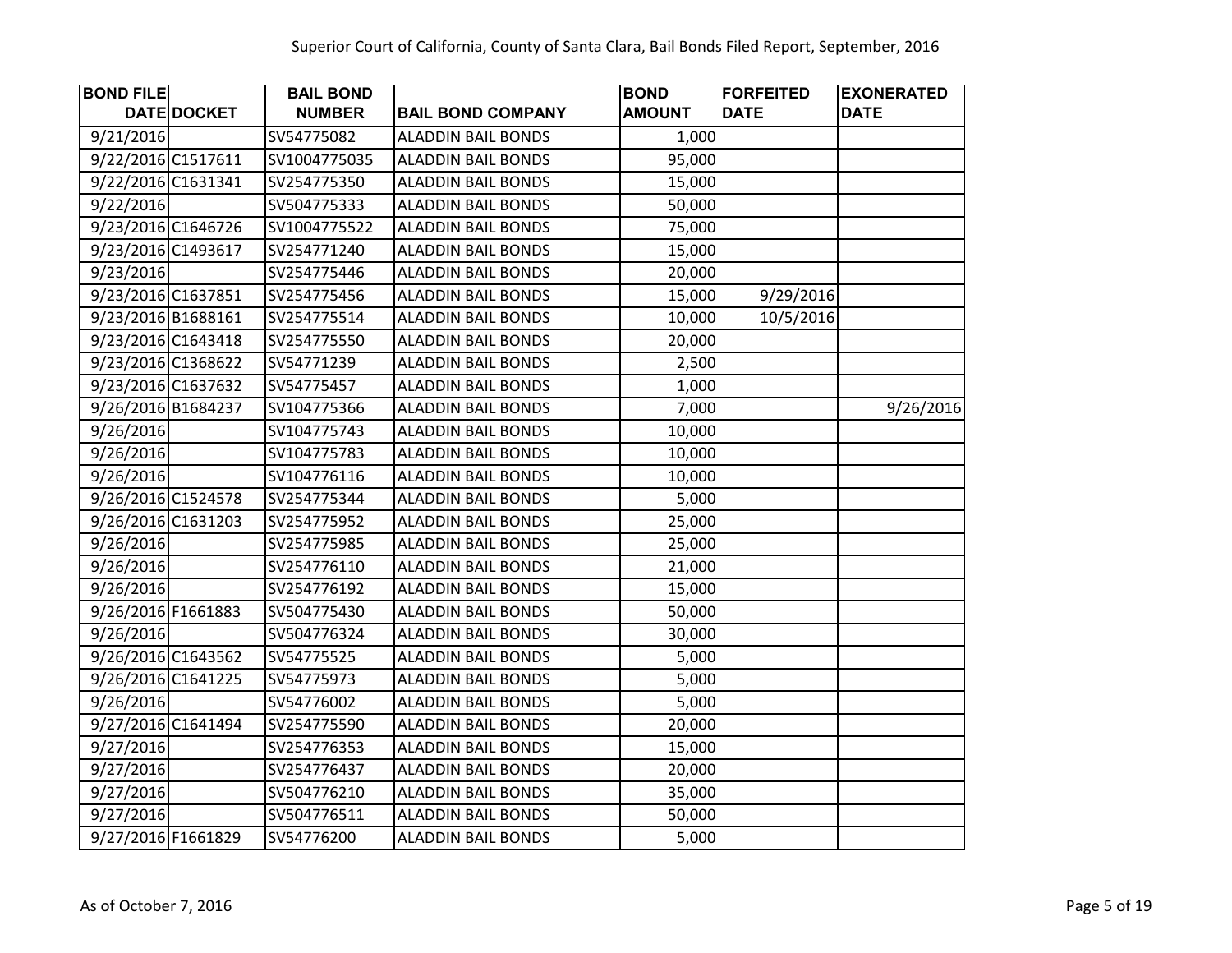Superior Court of California, County of Santa Clara, Bail Bonds Filed Report, September, 2016

| BOND FILE DATE | DOCKET | BAIL BOND NUMBER | BAIL BOND COMPANY | BOND AMOUNT | FORFEITED DATE | EXONERATED DATE |
|---|---|---|---|---|---|---|
| 9/21/2016 | | SV54775082 | ALADDIN BAIL BONDS | 1,000 | | |
| 9/22/2016 | C1517611 | SV1004775035 | ALADDIN BAIL BONDS | 95,000 | | |
| 9/22/2016 | C1631341 | SV254775350 | ALADDIN BAIL BONDS | 15,000 | | |
| 9/22/2016 | | SV504775333 | ALADDIN BAIL BONDS | 50,000 | | |
| 9/23/2016 | C1646726 | SV1004775522 | ALADDIN BAIL BONDS | 75,000 | | |
| 9/23/2016 | C1493617 | SV254771240 | ALADDIN BAIL BONDS | 15,000 | | |
| 9/23/2016 | | SV254775446 | ALADDIN BAIL BONDS | 20,000 | | |
| 9/23/2016 | C1637851 | SV254775456 | ALADDIN BAIL BONDS | 15,000 | 9/29/2016 | |
| 9/23/2016 | B1688161 | SV254775514 | ALADDIN BAIL BONDS | 10,000 | 10/5/2016 | |
| 9/23/2016 | C1643418 | SV254775550 | ALADDIN BAIL BONDS | 20,000 | | |
| 9/23/2016 | C1368622 | SV54771239 | ALADDIN BAIL BONDS | 2,500 | | |
| 9/23/2016 | C1637632 | SV54775457 | ALADDIN BAIL BONDS | 1,000 | | |
| 9/26/2016 | B1684237 | SV104775366 | ALADDIN BAIL BONDS | 7,000 | | 9/26/2016 |
| 9/26/2016 | | SV104775743 | ALADDIN BAIL BONDS | 10,000 | | |
| 9/26/2016 | | SV104775783 | ALADDIN BAIL BONDS | 10,000 | | |
| 9/26/2016 | | SV104776116 | ALADDIN BAIL BONDS | 10,000 | | |
| 9/26/2016 | C1524578 | SV254775344 | ALADDIN BAIL BONDS | 5,000 | | |
| 9/26/2016 | C1631203 | SV254775952 | ALADDIN BAIL BONDS | 25,000 | | |
| 9/26/2016 | | SV254775985 | ALADDIN BAIL BONDS | 25,000 | | |
| 9/26/2016 | | SV254776110 | ALADDIN BAIL BONDS | 21,000 | | |
| 9/26/2016 | | SV254776192 | ALADDIN BAIL BONDS | 15,000 | | |
| 9/26/2016 | F1661883 | SV504775430 | ALADDIN BAIL BONDS | 50,000 | | |
| 9/26/2016 | | SV504776324 | ALADDIN BAIL BONDS | 30,000 | | |
| 9/26/2016 | C1643562 | SV54775525 | ALADDIN BAIL BONDS | 5,000 | | |
| 9/26/2016 | C1641225 | SV54775973 | ALADDIN BAIL BONDS | 5,000 | | |
| 9/26/2016 | | SV54776002 | ALADDIN BAIL BONDS | 5,000 | | |
| 9/27/2016 | C1641494 | SV254775590 | ALADDIN BAIL BONDS | 20,000 | | |
| 9/27/2016 | | SV254776353 | ALADDIN BAIL BONDS | 15,000 | | |
| 9/27/2016 | | SV254776437 | ALADDIN BAIL BONDS | 20,000 | | |
| 9/27/2016 | | SV504776210 | ALADDIN BAIL BONDS | 35,000 | | |
| 9/27/2016 | | SV504776511 | ALADDIN BAIL BONDS | 50,000 | | |
| 9/27/2016 | F1661829 | SV54776200 | ALADDIN BAIL BONDS | 5,000 | | |

As of October 7, 2016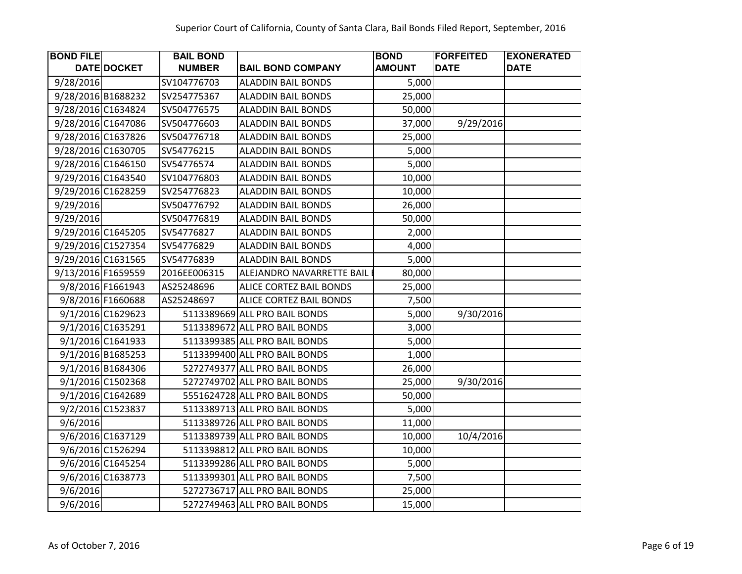Superior Court of California, County of Santa Clara, Bail Bonds Filed Report, September, 2016

| BOND FILE DATE | DOCKET | BAIL BOND NUMBER | BAIL BOND COMPANY | BOND AMOUNT | FORFEITED DATE | EXONERATED DATE |
|---|---|---|---|---|---|---|
| 9/28/2016 | | SV104776703 | ALADDIN BAIL BONDS | 5,000 | | |
| 9/28/2016 | B1688232 | SV254775367 | ALADDIN BAIL BONDS | 25,000 | | |
| 9/28/2016 | C1634824 | SV504776575 | ALADDIN BAIL BONDS | 50,000 | | |
| 9/28/2016 | C1647086 | SV504776603 | ALADDIN BAIL BONDS | 37,000 | 9/29/2016 | |
| 9/28/2016 | C1637826 | SV504776718 | ALADDIN BAIL BONDS | 25,000 | | |
| 9/28/2016 | C1630705 | SV54776215 | ALADDIN BAIL BONDS | 5,000 | | |
| 9/28/2016 | C1646150 | SV54776574 | ALADDIN BAIL BONDS | 5,000 | | |
| 9/29/2016 | C1643540 | SV104776803 | ALADDIN BAIL BONDS | 10,000 | | |
| 9/29/2016 | C1628259 | SV254776823 | ALADDIN BAIL BONDS | 10,000 | | |
| 9/29/2016 | | SV504776792 | ALADDIN BAIL BONDS | 26,000 | | |
| 9/29/2016 | | SV504776819 | ALADDIN BAIL BONDS | 50,000 | | |
| 9/29/2016 | C1645205 | SV54776827 | ALADDIN BAIL BONDS | 2,000 | | |
| 9/29/2016 | C1527354 | SV54776829 | ALADDIN BAIL BONDS | 4,000 | | |
| 9/29/2016 | C1631565 | SV54776839 | ALADDIN BAIL BONDS | 5,000 | | |
| 9/13/2016 | F1659559 | 2016EE006315 | ALEJANDRO NAVARRETTE BAIL | 80,000 | | |
| 9/8/2016 | F1661943 | AS25248696 | ALICE CORTEZ BAIL BONDS | 25,000 | | |
| 9/8/2016 | F1660688 | AS25248697 | ALICE CORTEZ BAIL BONDS | 7,500 | | |
| 9/1/2016 | C1629623 | 5113389669 | ALL PRO BAIL BONDS | 5,000 | 9/30/2016 | |
| 9/1/2016 | C1635291 | 5113389672 | ALL PRO BAIL BONDS | 3,000 | | |
| 9/1/2016 | C1641933 | 5113399385 | ALL PRO BAIL BONDS | 5,000 | | |
| 9/1/2016 | B1685253 | 5113399400 | ALL PRO BAIL BONDS | 1,000 | | |
| 9/1/2016 | B1684306 | 5272749377 | ALL PRO BAIL BONDS | 26,000 | | |
| 9/1/2016 | C1502368 | 5272749702 | ALL PRO BAIL BONDS | 25,000 | 9/30/2016 | |
| 9/1/2016 | C1642689 | 5551624728 | ALL PRO BAIL BONDS | 50,000 | | |
| 9/2/2016 | C1523837 | 5113389713 | ALL PRO BAIL BONDS | 5,000 | | |
| 9/6/2016 | | 5113389726 | ALL PRO BAIL BONDS | 11,000 | | |
| 9/6/2016 | C1637129 | 5113389739 | ALL PRO BAIL BONDS | 10,000 | 10/4/2016 | |
| 9/6/2016 | C1526294 | 5113398812 | ALL PRO BAIL BONDS | 10,000 | | |
| 9/6/2016 | C1645254 | 5113399286 | ALL PRO BAIL BONDS | 5,000 | | |
| 9/6/2016 | C1638773 | 5113399301 | ALL PRO BAIL BONDS | 7,500 | | |
| 9/6/2016 | | 5272736717 | ALL PRO BAIL BONDS | 25,000 | | |
| 9/6/2016 | | 5272749463 | ALL PRO BAIL BONDS | 15,000 | | |

As of October 7, 2016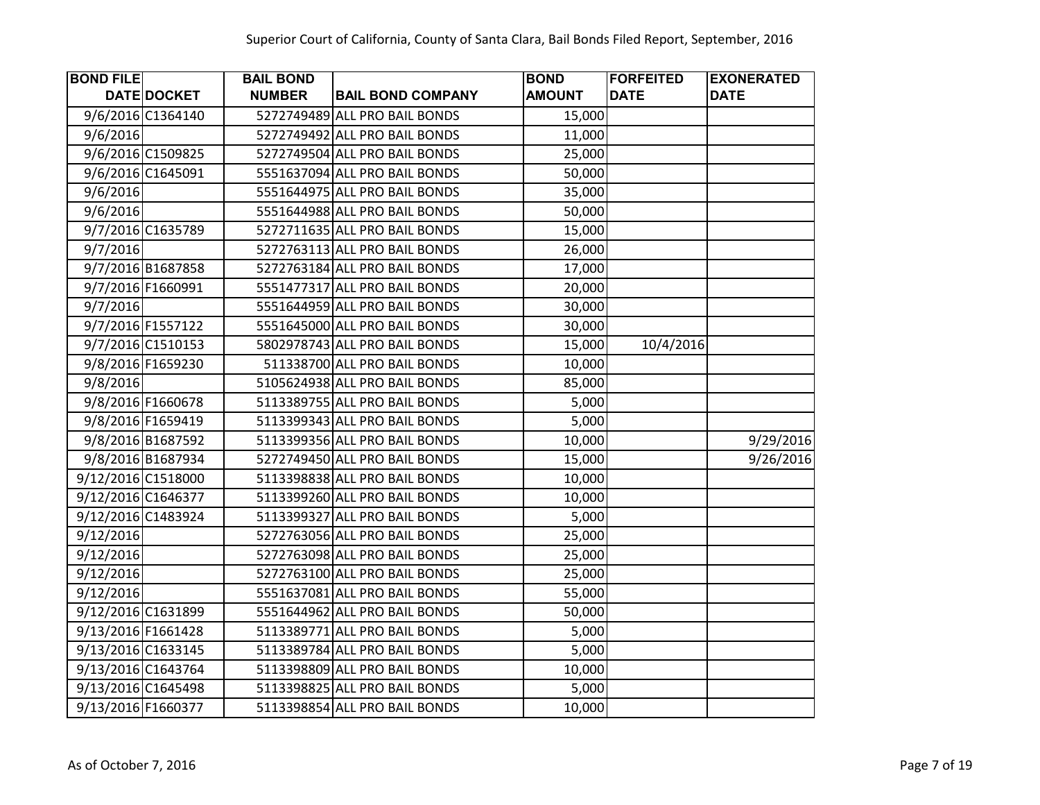# Superior Court of California, County of Santa Clara, Bail Bonds Filed Report, September, 2016

| BOND FILE DATE | DOCKET | BAIL BOND NUMBER | BAIL BOND COMPANY | BOND AMOUNT | FORFEITED DATE | EXONERATED DATE |
|---|---|---|---|---|---|---|
| 9/6/2016 | C1364140 | 5272749489 | ALL PRO BAIL BONDS | 15,000 | | |
| 9/6/2016 | | 5272749492 | ALL PRO BAIL BONDS | 11,000 | | |
| 9/6/2016 | C1509825 | 5272749504 | ALL PRO BAIL BONDS | 25,000 | | |
| 9/6/2016 | C1645091 | 5551637094 | ALL PRO BAIL BONDS | 50,000 | | |
| 9/6/2016 | | 5551644975 | ALL PRO BAIL BONDS | 35,000 | | |
| 9/6/2016 | | 5551644988 | ALL PRO BAIL BONDS | 50,000 | | |
| 9/7/2016 | C1635789 | 5272711635 | ALL PRO BAIL BONDS | 15,000 | | |
| 9/7/2016 | | 5272763113 | ALL PRO BAIL BONDS | 26,000 | | |
| 9/7/2016 | B1687858 | 5272763184 | ALL PRO BAIL BONDS | 17,000 | | |
| 9/7/2016 | F1660991 | 5551477317 | ALL PRO BAIL BONDS | 20,000 | | |
| 9/7/2016 | | 5551644959 | ALL PRO BAIL BONDS | 30,000 | | |
| 9/7/2016 | F1557122 | 5551645000 | ALL PRO BAIL BONDS | 30,000 | | |
| 9/7/2016 | C1510153 | 5802978743 | ALL PRO BAIL BONDS | 15,000 | 10/4/2016 | |
| 9/8/2016 | F1659230 | 511338700 | ALL PRO BAIL BONDS | 10,000 | | |
| 9/8/2016 | | 5105624938 | ALL PRO BAIL BONDS | 85,000 | | |
| 9/8/2016 | F1660678 | 5113389755 | ALL PRO BAIL BONDS | 5,000 | | |
| 9/8/2016 | F1659419 | 5113399343 | ALL PRO BAIL BONDS | 5,000 | | |
| 9/8/2016 | B1687592 | 5113399356 | ALL PRO BAIL BONDS | 10,000 | | 9/29/2016 |
| 9/8/2016 | B1687934 | 5272749450 | ALL PRO BAIL BONDS | 15,000 | | 9/26/2016 |
| 9/12/2016 | C1518000 | 5113398838 | ALL PRO BAIL BONDS | 10,000 | | |
| 9/12/2016 | C1646377 | 5113399260 | ALL PRO BAIL BONDS | 10,000 | | |
| 9/12/2016 | C1483924 | 5113399327 | ALL PRO BAIL BONDS | 5,000 | | |
| 9/12/2016 | | 5272763056 | ALL PRO BAIL BONDS | 25,000 | | |
| 9/12/2016 | | 5272763098 | ALL PRO BAIL BONDS | 25,000 | | |
| 9/12/2016 | | 5272763100 | ALL PRO BAIL BONDS | 25,000 | | |
| 9/12/2016 | | 5551637081 | ALL PRO BAIL BONDS | 55,000 | | |
| 9/12/2016 | C1631899 | 5551644962 | ALL PRO BAIL BONDS | 50,000 | | |
| 9/13/2016 | F1661428 | 5113389771 | ALL PRO BAIL BONDS | 5,000 | | |
| 9/13/2016 | C1633145 | 5113389784 | ALL PRO BAIL BONDS | 5,000 | | |
| 9/13/2016 | C1643764 | 5113398809 | ALL PRO BAIL BONDS | 10,000 | | |
| 9/13/2016 | C1645498 | 5113398825 | ALL PRO BAIL BONDS | 5,000 | | |
| 9/13/2016 | F1660377 | 5113398854 | ALL PRO BAIL BONDS | 10,000 | | |

As of October 7, 2016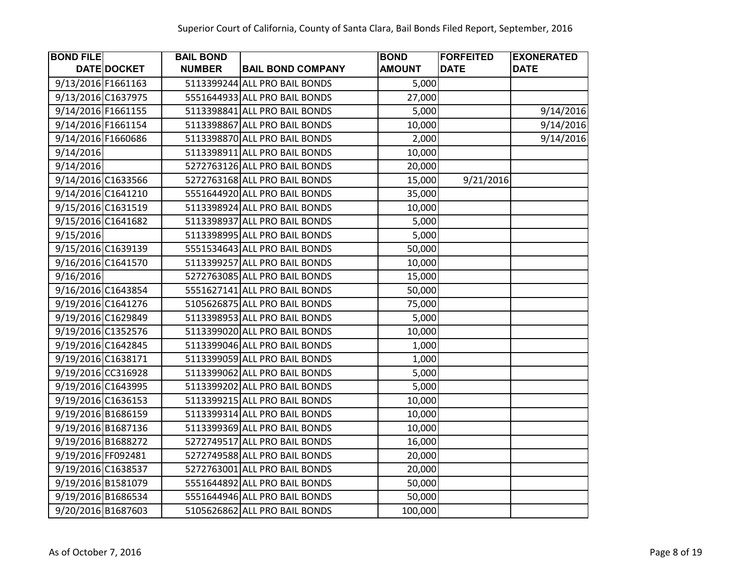Superior Court of California, County of Santa Clara, Bail Bonds Filed Report, September, 2016

| BOND FILE DATE | DOCKET | BAIL BOND NUMBER | BAIL BOND COMPANY | BOND AMOUNT | FORFEITED DATE | EXONERATED DATE |
|---|---|---|---|---|---|---|
| 9/13/2016 | F1661163 | 5113399244 | ALL PRO BAIL BONDS | 5,000 | | |
| 9/13/2016 | C1637975 | 5551644933 | ALL PRO BAIL BONDS | 27,000 | | |
| 9/14/2016 | F1661155 | 5113398841 | ALL PRO BAIL BONDS | 5,000 | | 9/14/2016 |
| 9/14/2016 | F1661154 | 5113398867 | ALL PRO BAIL BONDS | 10,000 | | 9/14/2016 |
| 9/14/2016 | F1660686 | 5113398870 | ALL PRO BAIL BONDS | 2,000 | | 9/14/2016 |
| 9/14/2016 | | 5113398911 | ALL PRO BAIL BONDS | 10,000 | | |
| 9/14/2016 | | 5272763126 | ALL PRO BAIL BONDS | 20,000 | | |
| 9/14/2016 | C1633566 | 5272763168 | ALL PRO BAIL BONDS | 15,000 | 9/21/2016 | |
| 9/14/2016 | C1641210 | 5551644920 | ALL PRO BAIL BONDS | 35,000 | | |
| 9/15/2016 | C1631519 | 5113398924 | ALL PRO BAIL BONDS | 10,000 | | |
| 9/15/2016 | C1641682 | 5113398937 | ALL PRO BAIL BONDS | 5,000 | | |
| 9/15/2016 | | 5113398995 | ALL PRO BAIL BONDS | 5,000 | | |
| 9/15/2016 | C1639139 | 5551534643 | ALL PRO BAIL BONDS | 50,000 | | |
| 9/16/2016 | C1641570 | 5113399257 | ALL PRO BAIL BONDS | 10,000 | | |
| 9/16/2016 | | 5272763085 | ALL PRO BAIL BONDS | 15,000 | | |
| 9/16/2016 | C1643854 | 5551627141 | ALL PRO BAIL BONDS | 50,000 | | |
| 9/19/2016 | C1641276 | 5105626875 | ALL PRO BAIL BONDS | 75,000 | | |
| 9/19/2016 | C1629849 | 5113398953 | ALL PRO BAIL BONDS | 5,000 | | |
| 9/19/2016 | C1352576 | 5113399020 | ALL PRO BAIL BONDS | 10,000 | | |
| 9/19/2016 | C1642845 | 5113399046 | ALL PRO BAIL BONDS | 1,000 | | |
| 9/19/2016 | C1638171 | 5113399059 | ALL PRO BAIL BONDS | 1,000 | | |
| 9/19/2016 | CC316928 | 5113399062 | ALL PRO BAIL BONDS | 5,000 | | |
| 9/19/2016 | C1643995 | 5113399202 | ALL PRO BAIL BONDS | 5,000 | | |
| 9/19/2016 | C1636153 | 5113399215 | ALL PRO BAIL BONDS | 10,000 | | |
| 9/19/2016 | B1686159 | 5113399314 | ALL PRO BAIL BONDS | 10,000 | | |
| 9/19/2016 | B1687136 | 5113399369 | ALL PRO BAIL BONDS | 10,000 | | |
| 9/19/2016 | B1688272 | 5272749517 | ALL PRO BAIL BONDS | 16,000 | | |
| 9/19/2016 | FF092481 | 5272749588 | ALL PRO BAIL BONDS | 20,000 | | |
| 9/19/2016 | C1638537 | 5272763001 | ALL PRO BAIL BONDS | 20,000 | | |
| 9/19/2016 | B1581079 | 5551644892 | ALL PRO BAIL BONDS | 50,000 | | |
| 9/19/2016 | B1686534 | 5551644946 | ALL PRO BAIL BONDS | 50,000 | | |
| 9/20/2016 | B1687603 | 5105626862 | ALL PRO BAIL BONDS | 100,000 | | |

As of October 7, 2016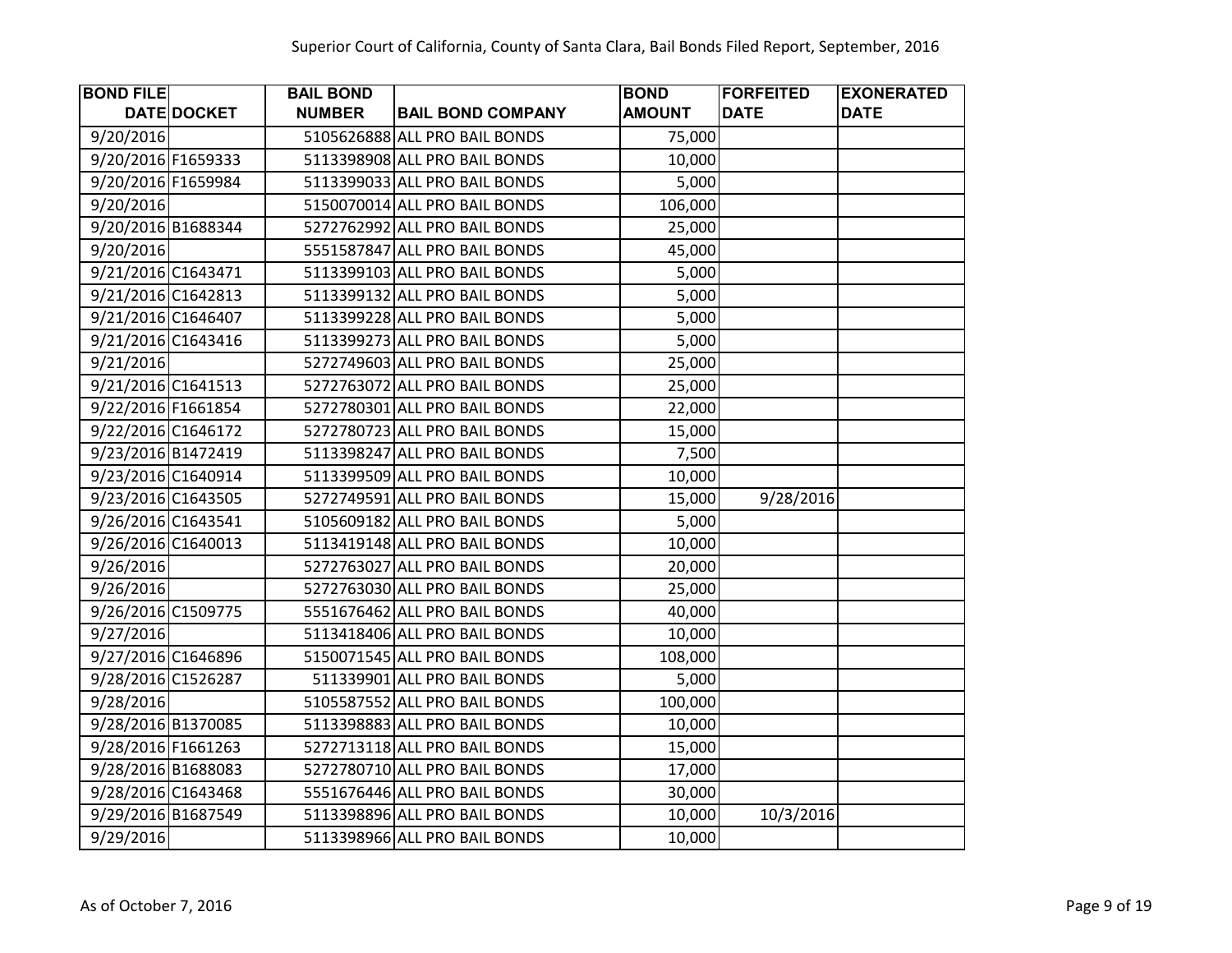Superior Court of California, County of Santa Clara, Bail Bonds Filed Report, September, 2016

| BOND FILE DATE | DOCKET | BAIL BOND NUMBER | BAIL BOND COMPANY | BOND AMOUNT | FORFEITED DATE | EXONERATED DATE |
|---|---|---|---|---|---|---|
| 9/20/2016 | | 5105626888 | ALL PRO BAIL BONDS | 75,000 | | |
| 9/20/2016 | F1659333 | 5113398908 | ALL PRO BAIL BONDS | 10,000 | | |
| 9/20/2016 | F1659984 | 5113399033 | ALL PRO BAIL BONDS | 5,000 | | |
| 9/20/2016 | | 5150070014 | ALL PRO BAIL BONDS | 106,000 | | |
| 9/20/2016 | B1688344 | 5272762992 | ALL PRO BAIL BONDS | 25,000 | | |
| 9/20/2016 | | 5551587847 | ALL PRO BAIL BONDS | 45,000 | | |
| 9/21/2016 | C1643471 | 5113399103 | ALL PRO BAIL BONDS | 5,000 | | |
| 9/21/2016 | C1642813 | 5113399132 | ALL PRO BAIL BONDS | 5,000 | | |
| 9/21/2016 | C1646407 | 5113399228 | ALL PRO BAIL BONDS | 5,000 | | |
| 9/21/2016 | C1643416 | 5113399273 | ALL PRO BAIL BONDS | 5,000 | | |
| 9/21/2016 | | 5272749603 | ALL PRO BAIL BONDS | 25,000 | | |
| 9/21/2016 | C1641513 | 5272763072 | ALL PRO BAIL BONDS | 25,000 | | |
| 9/22/2016 | F1661854 | 5272780301 | ALL PRO BAIL BONDS | 22,000 | | |
| 9/22/2016 | C1646172 | 5272780723 | ALL PRO BAIL BONDS | 15,000 | | |
| 9/23/2016 | B1472419 | 5113398247 | ALL PRO BAIL BONDS | 7,500 | | |
| 9/23/2016 | C1640914 | 5113399509 | ALL PRO BAIL BONDS | 10,000 | | |
| 9/23/2016 | C1643505 | 5272749591 | ALL PRO BAIL BONDS | 15,000 | 9/28/2016 | |
| 9/26/2016 | C1643541 | 5105609182 | ALL PRO BAIL BONDS | 5,000 | | |
| 9/26/2016 | C1640013 | 5113419148 | ALL PRO BAIL BONDS | 10,000 | | |
| 9/26/2016 | | 5272763027 | ALL PRO BAIL BONDS | 20,000 | | |
| 9/26/2016 | | 5272763030 | ALL PRO BAIL BONDS | 25,000 | | |
| 9/26/2016 | C1509775 | 5551676462 | ALL PRO BAIL BONDS | 40,000 | | |
| 9/27/2016 | | 5113418406 | ALL PRO BAIL BONDS | 10,000 | | |
| 9/27/2016 | C1646896 | 5150071545 | ALL PRO BAIL BONDS | 108,000 | | |
| 9/28/2016 | C1526287 | 511339901 | ALL PRO BAIL BONDS | 5,000 | | |
| 9/28/2016 | | 5105587552 | ALL PRO BAIL BONDS | 100,000 | | |
| 9/28/2016 | B1370085 | 5113398883 | ALL PRO BAIL BONDS | 10,000 | | |
| 9/28/2016 | F1661263 | 5272713118 | ALL PRO BAIL BONDS | 15,000 | | |
| 9/28/2016 | B1688083 | 5272780710 | ALL PRO BAIL BONDS | 17,000 | | |
| 9/28/2016 | C1643468 | 5551676446 | ALL PRO BAIL BONDS | 30,000 | | |
| 9/29/2016 | B1687549 | 5113398896 | ALL PRO BAIL BONDS | 10,000 | 10/3/2016 | |
| 9/29/2016 | | 5113398966 | ALL PRO BAIL BONDS | 10,000 | | |

As of October 7, 2016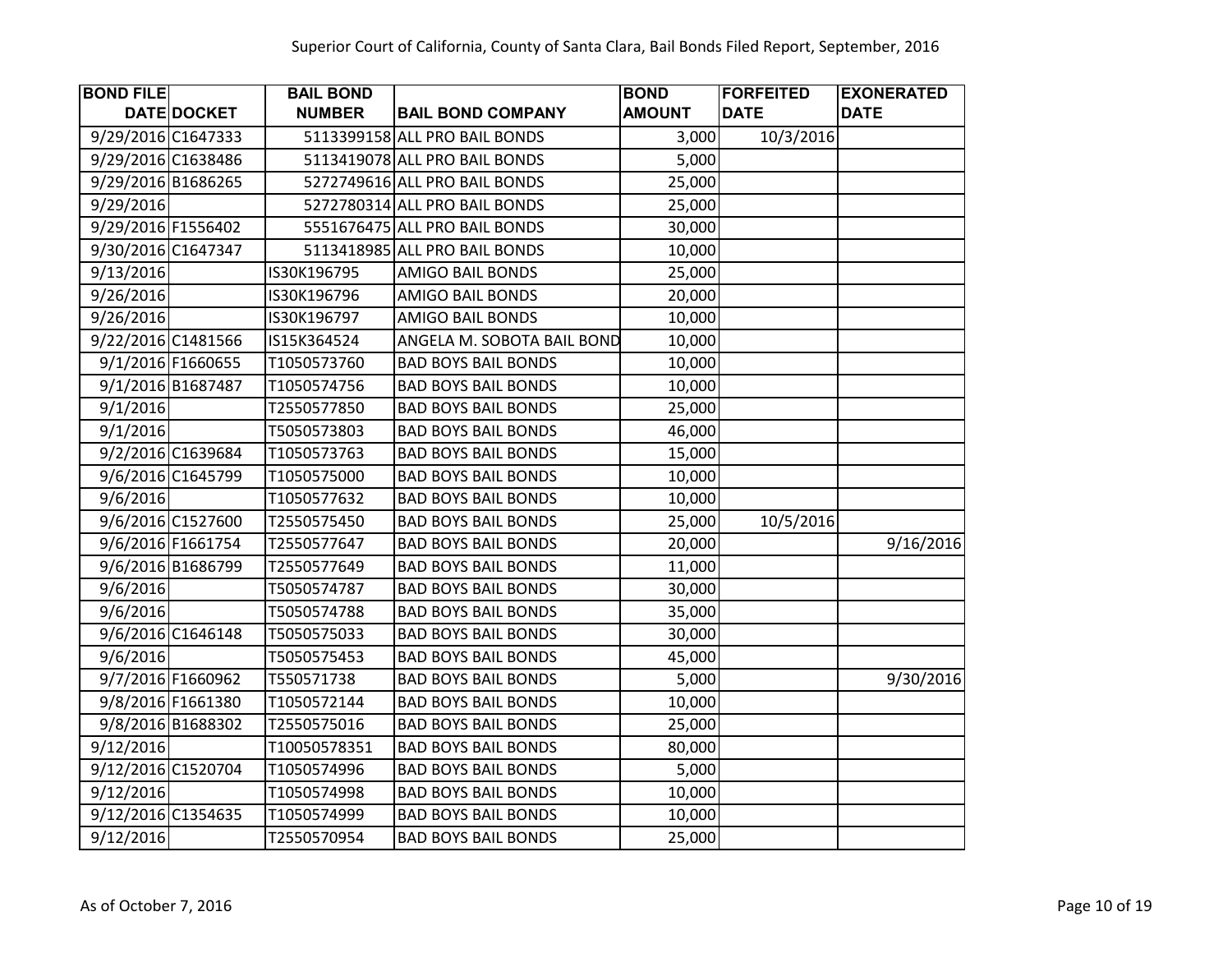Superior Court of California, County of Santa Clara, Bail Bonds Filed Report, September, 2016

| BOND FILE DATE | DOCKET | BAIL BOND NUMBER | BAIL BOND COMPANY | BOND AMOUNT | FORFEITED DATE | EXONERATED DATE |
|---|---|---|---|---|---|---|
| 9/29/2016 | C1647333 | 5113399158 | ALL PRO BAIL BONDS | 3,000 | 10/3/2016 | |
| 9/29/2016 | C1638486 | 5113419078 | ALL PRO BAIL BONDS | 5,000 | | |
| 9/29/2016 | B1686265 | 5272749616 | ALL PRO BAIL BONDS | 25,000 | | |
| 9/29/2016 | | 5272780314 | ALL PRO BAIL BONDS | 25,000 | | |
| 9/29/2016 | F1556402 | 5551676475 | ALL PRO BAIL BONDS | 30,000 | | |
| 9/30/2016 | C1647347 | 5113418985 | ALL PRO BAIL BONDS | 10,000 | | |
| 9/13/2016 | | IS30K196795 | AMIGO BAIL BONDS | 25,000 | | |
| 9/26/2016 | | IS30K196796 | AMIGO BAIL BONDS | 20,000 | | |
| 9/26/2016 | | IS30K196797 | AMIGO BAIL BONDS | 10,000 | | |
| 9/22/2016 | C1481566 | IS15K364524 | ANGELA M. SOBOTA BAIL BOND | 10,000 | | |
| 9/1/2016 | F1660655 | T1050573760 | BAD BOYS BAIL BONDS | 10,000 | | |
| 9/1/2016 | B1687487 | T1050574756 | BAD BOYS BAIL BONDS | 10,000 | | |
| 9/1/2016 | | T2550577850 | BAD BOYS BAIL BONDS | 25,000 | | |
| 9/1/2016 | | T5050573803 | BAD BOYS BAIL BONDS | 46,000 | | |
| 9/2/2016 | C1639684 | T1050573763 | BAD BOYS BAIL BONDS | 15,000 | | |
| 9/6/2016 | C1645799 | T1050575000 | BAD BOYS BAIL BONDS | 10,000 | | |
| 9/6/2016 | | T1050577632 | BAD BOYS BAIL BONDS | 10,000 | | |
| 9/6/2016 | C1527600 | T2550575450 | BAD BOYS BAIL BONDS | 25,000 | 10/5/2016 | |
| 9/6/2016 | F1661754 | T2550577647 | BAD BOYS BAIL BONDS | 20,000 | | 9/16/2016 |
| 9/6/2016 | B1686799 | T2550577649 | BAD BOYS BAIL BONDS | 11,000 | | |
| 9/6/2016 | | T5050574787 | BAD BOYS BAIL BONDS | 30,000 | | |
| 9/6/2016 | | T5050574788 | BAD BOYS BAIL BONDS | 35,000 | | |
| 9/6/2016 | C1646148 | T5050575033 | BAD BOYS BAIL BONDS | 30,000 | | |
| 9/6/2016 | | T5050575453 | BAD BOYS BAIL BONDS | 45,000 | | |
| 9/7/2016 | F1660962 | T550571738 | BAD BOYS BAIL BONDS | 5,000 | | 9/30/2016 |
| 9/8/2016 | F1661380 | T1050572144 | BAD BOYS BAIL BONDS | 10,000 | | |
| 9/8/2016 | B1688302 | T2550575016 | BAD BOYS BAIL BONDS | 25,000 | | |
| 9/12/2016 | | T10050578351 | BAD BOYS BAIL BONDS | 80,000 | | |
| 9/12/2016 | C1520704 | T1050574996 | BAD BOYS BAIL BONDS | 5,000 | | |
| 9/12/2016 | | T1050574998 | BAD BOYS BAIL BONDS | 10,000 | | |
| 9/12/2016 | C1354635 | T1050574999 | BAD BOYS BAIL BONDS | 10,000 | | |
| 9/12/2016 | | T2550570954 | BAD BOYS BAIL BONDS | 25,000 | | |

As of October 7, 2016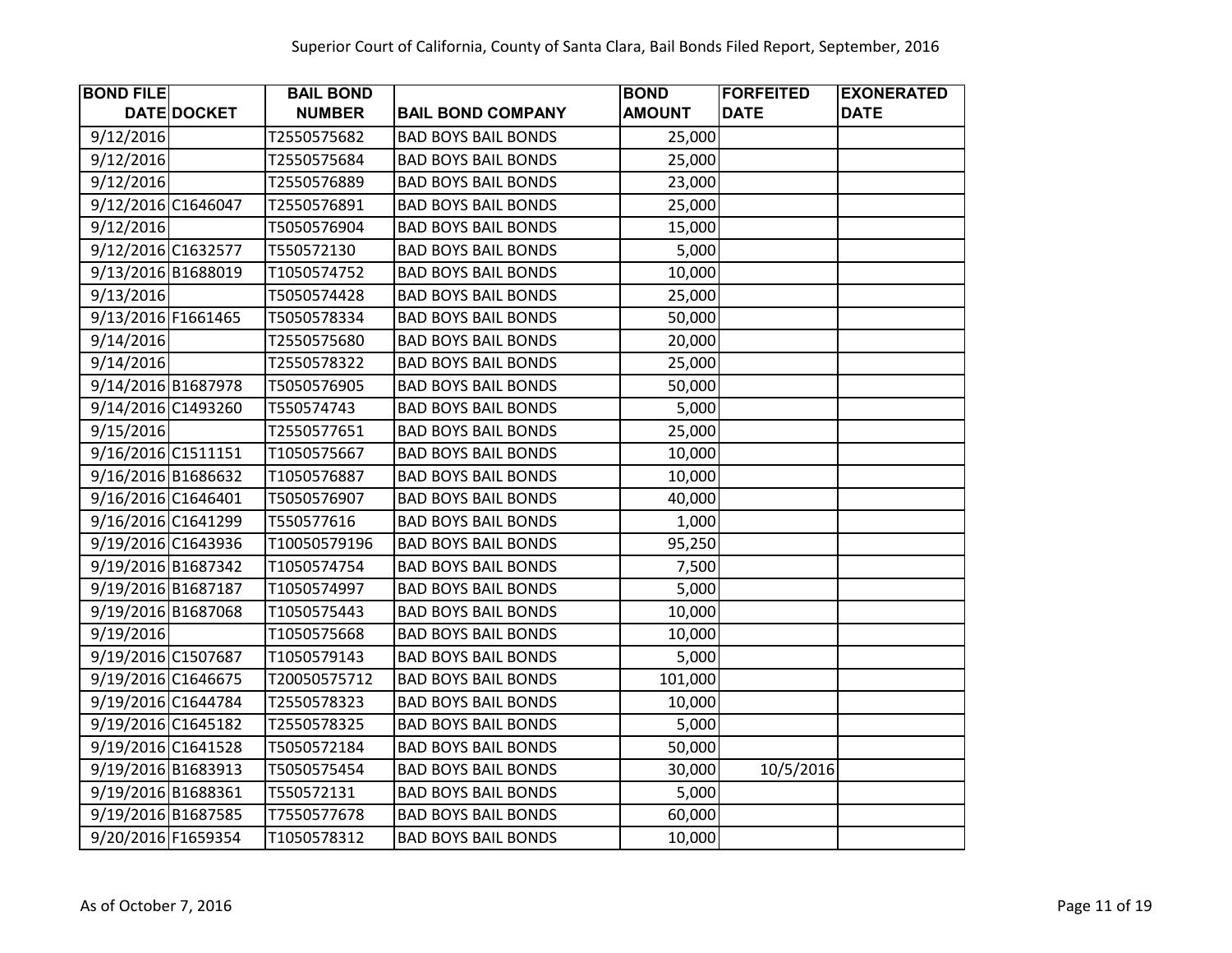Superior Court of California, County of Santa Clara, Bail Bonds Filed Report, September, 2016

| BOND FILE DATE | DOCKET | BAIL BOND NUMBER | BAIL BOND COMPANY | BOND AMOUNT | FORFEITED DATE | EXONERATED DATE |
|---|---|---|---|---|---|---|
| 9/12/2016 | | T2550575682 | BAD BOYS BAIL BONDS | 25,000 | | |
| 9/12/2016 | | T2550575684 | BAD BOYS BAIL BONDS | 25,000 | | |
| 9/12/2016 | | T2550576889 | BAD BOYS BAIL BONDS | 23,000 | | |
| 9/12/2016 | C1646047 | T2550576891 | BAD BOYS BAIL BONDS | 25,000 | | |
| 9/12/2016 | | T5050576904 | BAD BOYS BAIL BONDS | 15,000 | | |
| 9/12/2016 | C1632577 | T550572130 | BAD BOYS BAIL BONDS | 5,000 | | |
| 9/13/2016 | B1688019 | T1050574752 | BAD BOYS BAIL BONDS | 10,000 | | |
| 9/13/2016 | | T5050574428 | BAD BOYS BAIL BONDS | 25,000 | | |
| 9/13/2016 | F1661465 | T5050578334 | BAD BOYS BAIL BONDS | 50,000 | | |
| 9/14/2016 | | T2550575680 | BAD BOYS BAIL BONDS | 20,000 | | |
| 9/14/2016 | | T2550578322 | BAD BOYS BAIL BONDS | 25,000 | | |
| 9/14/2016 | B1687978 | T5050576905 | BAD BOYS BAIL BONDS | 50,000 | | |
| 9/14/2016 | C1493260 | T550574743 | BAD BOYS BAIL BONDS | 5,000 | | |
| 9/15/2016 | | T2550577651 | BAD BOYS BAIL BONDS | 25,000 | | |
| 9/16/2016 | C1511151 | T1050575667 | BAD BOYS BAIL BONDS | 10,000 | | |
| 9/16/2016 | B1686632 | T1050576887 | BAD BOYS BAIL BONDS | 10,000 | | |
| 9/16/2016 | C1646401 | T5050576907 | BAD BOYS BAIL BONDS | 40,000 | | |
| 9/16/2016 | C1641299 | T550577616 | BAD BOYS BAIL BONDS | 1,000 | | |
| 9/19/2016 | C1643936 | T10050579196 | BAD BOYS BAIL BONDS | 95,250 | | |
| 9/19/2016 | B1687342 | T1050574754 | BAD BOYS BAIL BONDS | 7,500 | | |
| 9/19/2016 | B1687187 | T1050574997 | BAD BOYS BAIL BONDS | 5,000 | | |
| 9/19/2016 | B1687068 | T1050575443 | BAD BOYS BAIL BONDS | 10,000 | | |
| 9/19/2016 | | T1050575668 | BAD BOYS BAIL BONDS | 10,000 | | |
| 9/19/2016 | C1507687 | T1050579143 | BAD BOYS BAIL BONDS | 5,000 | | |
| 9/19/2016 | C1646675 | T20050575712 | BAD BOYS BAIL BONDS | 101,000 | | |
| 9/19/2016 | C1644784 | T2550578323 | BAD BOYS BAIL BONDS | 10,000 | | |
| 9/19/2016 | C1645182 | T2550578325 | BAD BOYS BAIL BONDS | 5,000 | | |
| 9/19/2016 | C1641528 | T5050572184 | BAD BOYS BAIL BONDS | 50,000 | | |
| 9/19/2016 | B1683913 | T5050575454 | BAD BOYS BAIL BONDS | 30,000 | 10/5/2016 | |
| 9/19/2016 | B1688361 | T550572131 | BAD BOYS BAIL BONDS | 5,000 | | |
| 9/19/2016 | B1687585 | T7550577678 | BAD BOYS BAIL BONDS | 60,000 | | |
| 9/20/2016 | F1659354 | T1050578312 | BAD BOYS BAIL BONDS | 10,000 | | |

As of October 7, 2016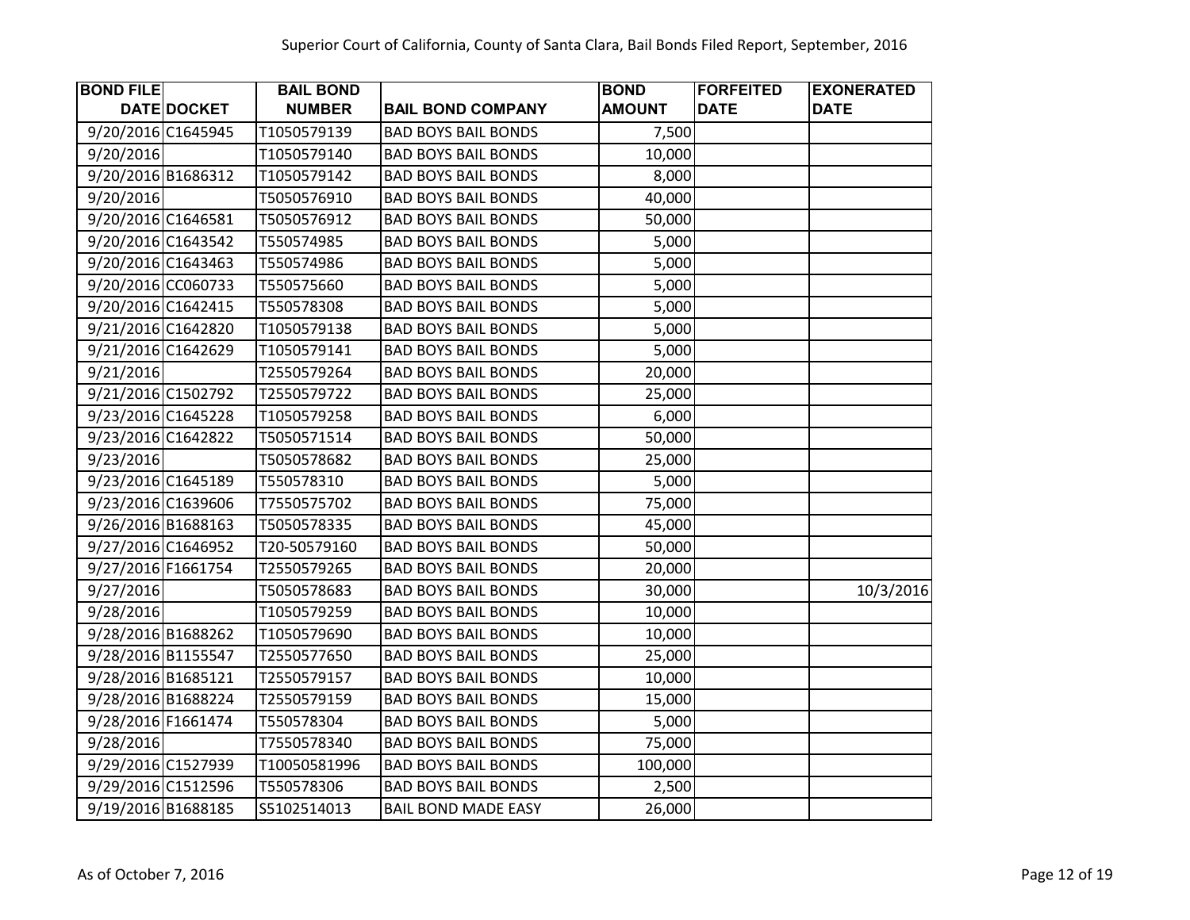Superior Court of California, County of Santa Clara, Bail Bonds Filed Report, September, 2016

| BOND FILE DATE | DOCKET | BAIL BOND NUMBER | BAIL BOND COMPANY | BOND AMOUNT | FORFEITED DATE | EXONERATED DATE |
|---|---|---|---|---|---|---|
| 9/20/2016 | C1645945 | T1050579139 | BAD BOYS BAIL BONDS | 7,500 | | |
| 9/20/2016 | | T1050579140 | BAD BOYS BAIL BONDS | 10,000 | | |
| 9/20/2016 | B1686312 | T1050579142 | BAD BOYS BAIL BONDS | 8,000 | | |
| 9/20/2016 | | T5050576910 | BAD BOYS BAIL BONDS | 40,000 | | |
| 9/20/2016 | C1646581 | T5050576912 | BAD BOYS BAIL BONDS | 50,000 | | |
| 9/20/2016 | C1643542 | T550574985 | BAD BOYS BAIL BONDS | 5,000 | | |
| 9/20/2016 | C1643463 | T550574986 | BAD BOYS BAIL BONDS | 5,000 | | |
| 9/20/2016 | CC060733 | T550575660 | BAD BOYS BAIL BONDS | 5,000 | | |
| 9/20/2016 | C1642415 | T550578308 | BAD BOYS BAIL BONDS | 5,000 | | |
| 9/21/2016 | C1642820 | T1050579138 | BAD BOYS BAIL BONDS | 5,000 | | |
| 9/21/2016 | C1642629 | T1050579141 | BAD BOYS BAIL BONDS | 5,000 | | |
| 9/21/2016 | | T2550579264 | BAD BOYS BAIL BONDS | 20,000 | | |
| 9/21/2016 | C1502792 | T2550579722 | BAD BOYS BAIL BONDS | 25,000 | | |
| 9/23/2016 | C1645228 | T1050579258 | BAD BOYS BAIL BONDS | 6,000 | | |
| 9/23/2016 | C1642822 | T5050571514 | BAD BOYS BAIL BONDS | 50,000 | | |
| 9/23/2016 | | T5050578682 | BAD BOYS BAIL BONDS | 25,000 | | |
| 9/23/2016 | C1645189 | T550578310 | BAD BOYS BAIL BONDS | 5,000 | | |
| 9/23/2016 | C1639606 | T7550575702 | BAD BOYS BAIL BONDS | 75,000 | | |
| 9/26/2016 | B1688163 | T5050578335 | BAD BOYS BAIL BONDS | 45,000 | | |
| 9/27/2016 | C1646952 | T20-50579160 | BAD BOYS BAIL BONDS | 50,000 | | |
| 9/27/2016 | F1661754 | T2550579265 | BAD BOYS BAIL BONDS | 20,000 | | |
| 9/27/2016 | | T5050578683 | BAD BOYS BAIL BONDS | 30,000 | | 10/3/2016 |
| 9/28/2016 | | T1050579259 | BAD BOYS BAIL BONDS | 10,000 | | |
| 9/28/2016 | B1688262 | T1050579690 | BAD BOYS BAIL BONDS | 10,000 | | |
| 9/28/2016 | B1155547 | T2550577650 | BAD BOYS BAIL BONDS | 25,000 | | |
| 9/28/2016 | B1685121 | T2550579157 | BAD BOYS BAIL BONDS | 10,000 | | |
| 9/28/2016 | B1688224 | T2550579159 | BAD BOYS BAIL BONDS | 15,000 | | |
| 9/28/2016 | F1661474 | T550578304 | BAD BOYS BAIL BONDS | 5,000 | | |
| 9/28/2016 | | T7550578340 | BAD BOYS BAIL BONDS | 75,000 | | |
| 9/29/2016 | C1527939 | T10050581996 | BAD BOYS BAIL BONDS | 100,000 | | |
| 9/29/2016 | C1512596 | T550578306 | BAD BOYS BAIL BONDS | 2,500 | | |
| 9/19/2016 | B1688185 | S5102514013 | BAIL BOND MADE EASY | 26,000 | | |

As of October 7, 2016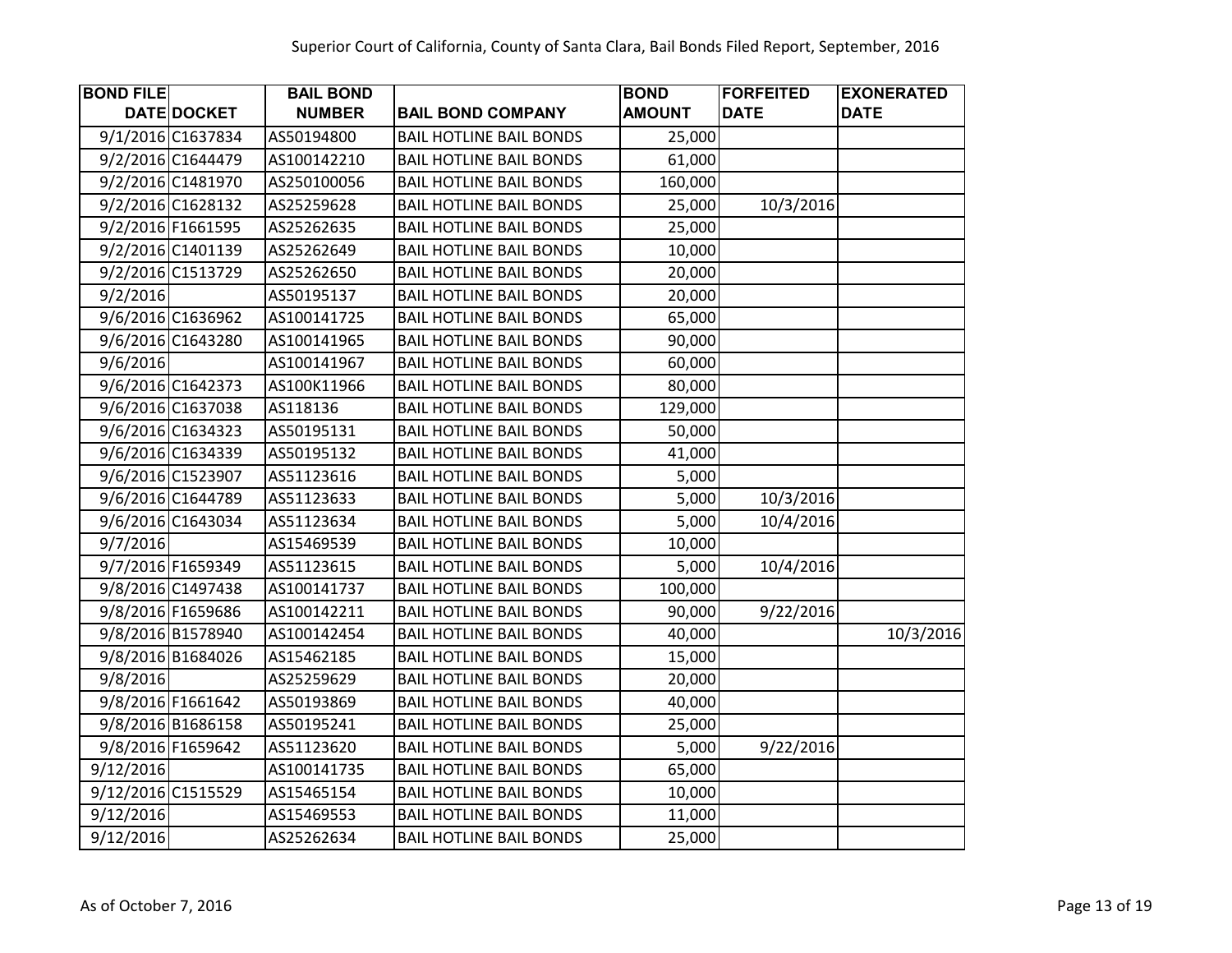Superior Court of California, County of Santa Clara, Bail Bonds Filed Report, September, 2016

| BOND FILE DATE | DOCKET | BAIL BOND NUMBER | BAIL BOND COMPANY | BOND AMOUNT | FORFEITED DATE | EXONERATED DATE |
|---|---|---|---|---|---|---|
| 9/1/2016 | C1637834 | AS50194800 | BAIL HOTLINE BAIL BONDS | 25,000 | | |
| 9/2/2016 | C1644479 | AS100142210 | BAIL HOTLINE BAIL BONDS | 61,000 | | |
| 9/2/2016 | C1481970 | AS250100056 | BAIL HOTLINE BAIL BONDS | 160,000 | | |
| 9/2/2016 | C1628132 | AS25259628 | BAIL HOTLINE BAIL BONDS | 25,000 | 10/3/2016 | |
| 9/2/2016 | F1661595 | AS25262635 | BAIL HOTLINE BAIL BONDS | 25,000 | | |
| 9/2/2016 | C1401139 | AS25262649 | BAIL HOTLINE BAIL BONDS | 10,000 | | |
| 9/2/2016 | C1513729 | AS25262650 | BAIL HOTLINE BAIL BONDS | 20,000 | | |
| 9/2/2016 | | AS50195137 | BAIL HOTLINE BAIL BONDS | 20,000 | | |
| 9/6/2016 | C1636962 | AS100141725 | BAIL HOTLINE BAIL BONDS | 65,000 | | |
| 9/6/2016 | C1643280 | AS100141965 | BAIL HOTLINE BAIL BONDS | 90,000 | | |
| 9/6/2016 | | AS100141967 | BAIL HOTLINE BAIL BONDS | 60,000 | | |
| 9/6/2016 | C1642373 | AS100K11966 | BAIL HOTLINE BAIL BONDS | 80,000 | | |
| 9/6/2016 | C1637038 | AS118136 | BAIL HOTLINE BAIL BONDS | 129,000 | | |
| 9/6/2016 | C1634323 | AS50195131 | BAIL HOTLINE BAIL BONDS | 50,000 | | |
| 9/6/2016 | C1634339 | AS50195132 | BAIL HOTLINE BAIL BONDS | 41,000 | | |
| 9/6/2016 | C1523907 | AS51123616 | BAIL HOTLINE BAIL BONDS | 5,000 | | |
| 9/6/2016 | C1644789 | AS51123633 | BAIL HOTLINE BAIL BONDS | 5,000 | 10/3/2016 | |
| 9/6/2016 | C1643034 | AS51123634 | BAIL HOTLINE BAIL BONDS | 5,000 | 10/4/2016 | |
| 9/7/2016 | | AS15469539 | BAIL HOTLINE BAIL BONDS | 10,000 | | |
| 9/7/2016 | F1659349 | AS51123615 | BAIL HOTLINE BAIL BONDS | 5,000 | 10/4/2016 | |
| 9/8/2016 | C1497438 | AS100141737 | BAIL HOTLINE BAIL BONDS | 100,000 | | |
| 9/8/2016 | F1659686 | AS100142211 | BAIL HOTLINE BAIL BONDS | 90,000 | 9/22/2016 | |
| 9/8/2016 | B1578940 | AS100142454 | BAIL HOTLINE BAIL BONDS | 40,000 | | 10/3/2016 |
| 9/8/2016 | B1684026 | AS15462185 | BAIL HOTLINE BAIL BONDS | 15,000 | | |
| 9/8/2016 | | AS25259629 | BAIL HOTLINE BAIL BONDS | 20,000 | | |
| 9/8/2016 | F1661642 | AS50193869 | BAIL HOTLINE BAIL BONDS | 40,000 | | |
| 9/8/2016 | B1686158 | AS50195241 | BAIL HOTLINE BAIL BONDS | 25,000 | | |
| 9/8/2016 | F1659642 | AS51123620 | BAIL HOTLINE BAIL BONDS | 5,000 | 9/22/2016 | |
| 9/12/2016 | | AS100141735 | BAIL HOTLINE BAIL BONDS | 65,000 | | |
| 9/12/2016 | C1515529 | AS15465154 | BAIL HOTLINE BAIL BONDS | 10,000 | | |
| 9/12/2016 | | AS15469553 | BAIL HOTLINE BAIL BONDS | 11,000 | | |
| 9/12/2016 | | AS25262634 | BAIL HOTLINE BAIL BONDS | 25,000 | | |

As of October 7, 2016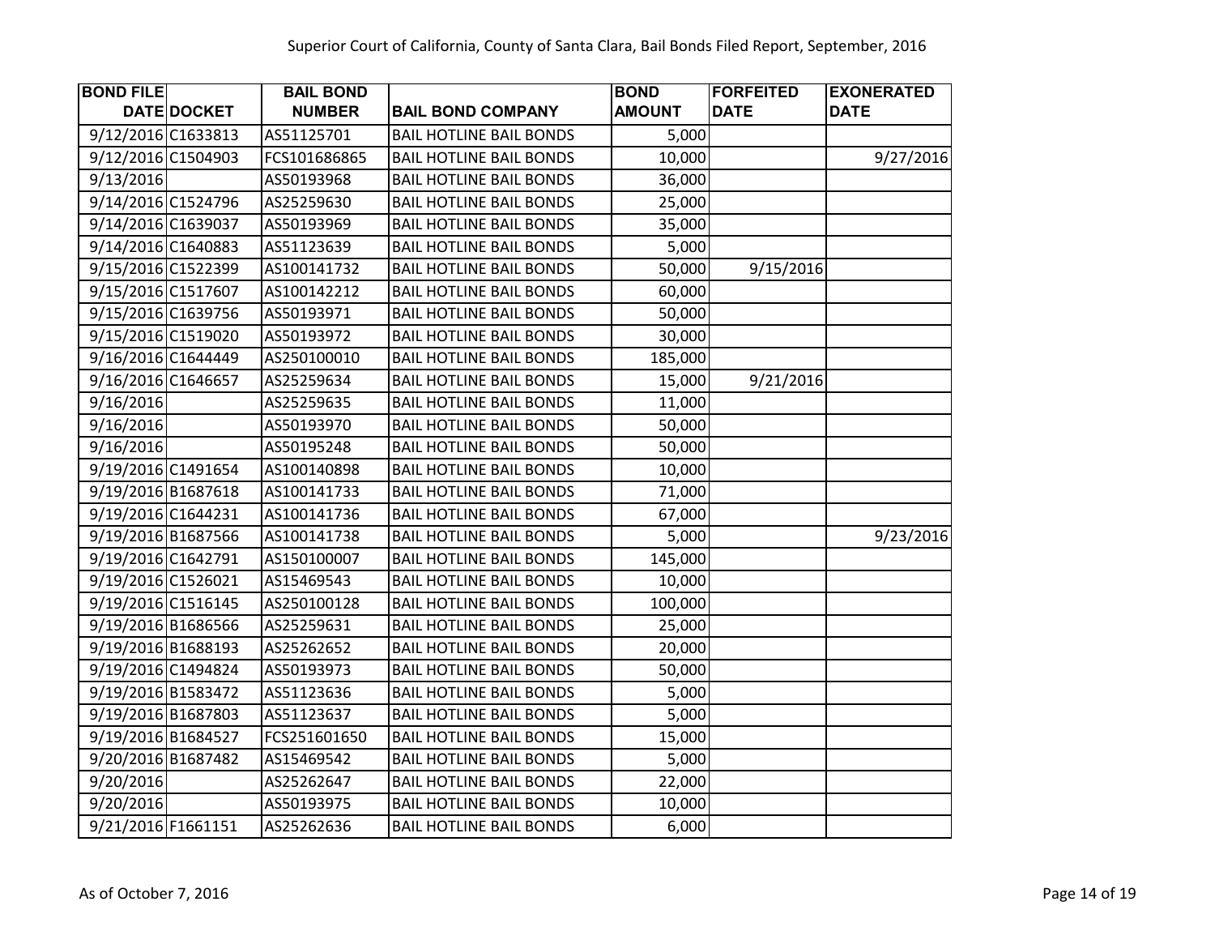Superior Court of California, County of Santa Clara, Bail Bonds Filed Report, September, 2016

| BOND FILE DATE | DOCKET | BAIL BOND NUMBER | BAIL BOND COMPANY | BOND AMOUNT | FORFEITED DATE | EXONERATED DATE |
|---|---|---|---|---|---|---|
| 9/12/2016 | C1633813 | AS51125701 | BAIL HOTLINE BAIL BONDS | 5,000 | | |
| 9/12/2016 | C1504903 | FCS101686865 | BAIL HOTLINE BAIL BONDS | 10,000 | | 9/27/2016 |
| 9/13/2016 | | AS50193968 | BAIL HOTLINE BAIL BONDS | 36,000 | | |
| 9/14/2016 | C1524796 | AS25259630 | BAIL HOTLINE BAIL BONDS | 25,000 | | |
| 9/14/2016 | C1639037 | AS50193969 | BAIL HOTLINE BAIL BONDS | 35,000 | | |
| 9/14/2016 | C1640883 | AS51123639 | BAIL HOTLINE BAIL BONDS | 5,000 | | |
| 9/15/2016 | C1522399 | AS100141732 | BAIL HOTLINE BAIL BONDS | 50,000 | 9/15/2016 | |
| 9/15/2016 | C1517607 | AS100142212 | BAIL HOTLINE BAIL BONDS | 60,000 | | |
| 9/15/2016 | C1639756 | AS50193971 | BAIL HOTLINE BAIL BONDS | 50,000 | | |
| 9/15/2016 | C1519020 | AS50193972 | BAIL HOTLINE BAIL BONDS | 30,000 | | |
| 9/16/2016 | C1644449 | AS250100010 | BAIL HOTLINE BAIL BONDS | 185,000 | | |
| 9/16/2016 | C1646657 | AS25259634 | BAIL HOTLINE BAIL BONDS | 15,000 | 9/21/2016 | |
| 9/16/2016 | | AS25259635 | BAIL HOTLINE BAIL BONDS | 11,000 | | |
| 9/16/2016 | | AS50193970 | BAIL HOTLINE BAIL BONDS | 50,000 | | |
| 9/16/2016 | | AS50195248 | BAIL HOTLINE BAIL BONDS | 50,000 | | |
| 9/19/2016 | C1491654 | AS100140898 | BAIL HOTLINE BAIL BONDS | 10,000 | | |
| 9/19/2016 | B1687618 | AS100141733 | BAIL HOTLINE BAIL BONDS | 71,000 | | |
| 9/19/2016 | C1644231 | AS100141736 | BAIL HOTLINE BAIL BONDS | 67,000 | | |
| 9/19/2016 | B1687566 | AS100141738 | BAIL HOTLINE BAIL BONDS | 5,000 | | 9/23/2016 |
| 9/19/2016 | C1642791 | AS150100007 | BAIL HOTLINE BAIL BONDS | 145,000 | | |
| 9/19/2016 | C1526021 | AS15469543 | BAIL HOTLINE BAIL BONDS | 10,000 | | |
| 9/19/2016 | C1516145 | AS250100128 | BAIL HOTLINE BAIL BONDS | 100,000 | | |
| 9/19/2016 | B1686566 | AS25259631 | BAIL HOTLINE BAIL BONDS | 25,000 | | |
| 9/19/2016 | B1688193 | AS25262652 | BAIL HOTLINE BAIL BONDS | 20,000 | | |
| 9/19/2016 | C1494824 | AS50193973 | BAIL HOTLINE BAIL BONDS | 50,000 | | |
| 9/19/2016 | B1583472 | AS51123636 | BAIL HOTLINE BAIL BONDS | 5,000 | | |
| 9/19/2016 | B1687803 | AS51123637 | BAIL HOTLINE BAIL BONDS | 5,000 | | |
| 9/19/2016 | B1684527 | FCS251601650 | BAIL HOTLINE BAIL BONDS | 15,000 | | |
| 9/20/2016 | B1687482 | AS15469542 | BAIL HOTLINE BAIL BONDS | 5,000 | | |
| 9/20/2016 | | AS25262647 | BAIL HOTLINE BAIL BONDS | 22,000 | | |
| 9/20/2016 | | AS50193975 | BAIL HOTLINE BAIL BONDS | 10,000 | | |
| 9/21/2016 | F1661151 | AS25262636 | BAIL HOTLINE BAIL BONDS | 6,000 | | |

As of October 7, 2016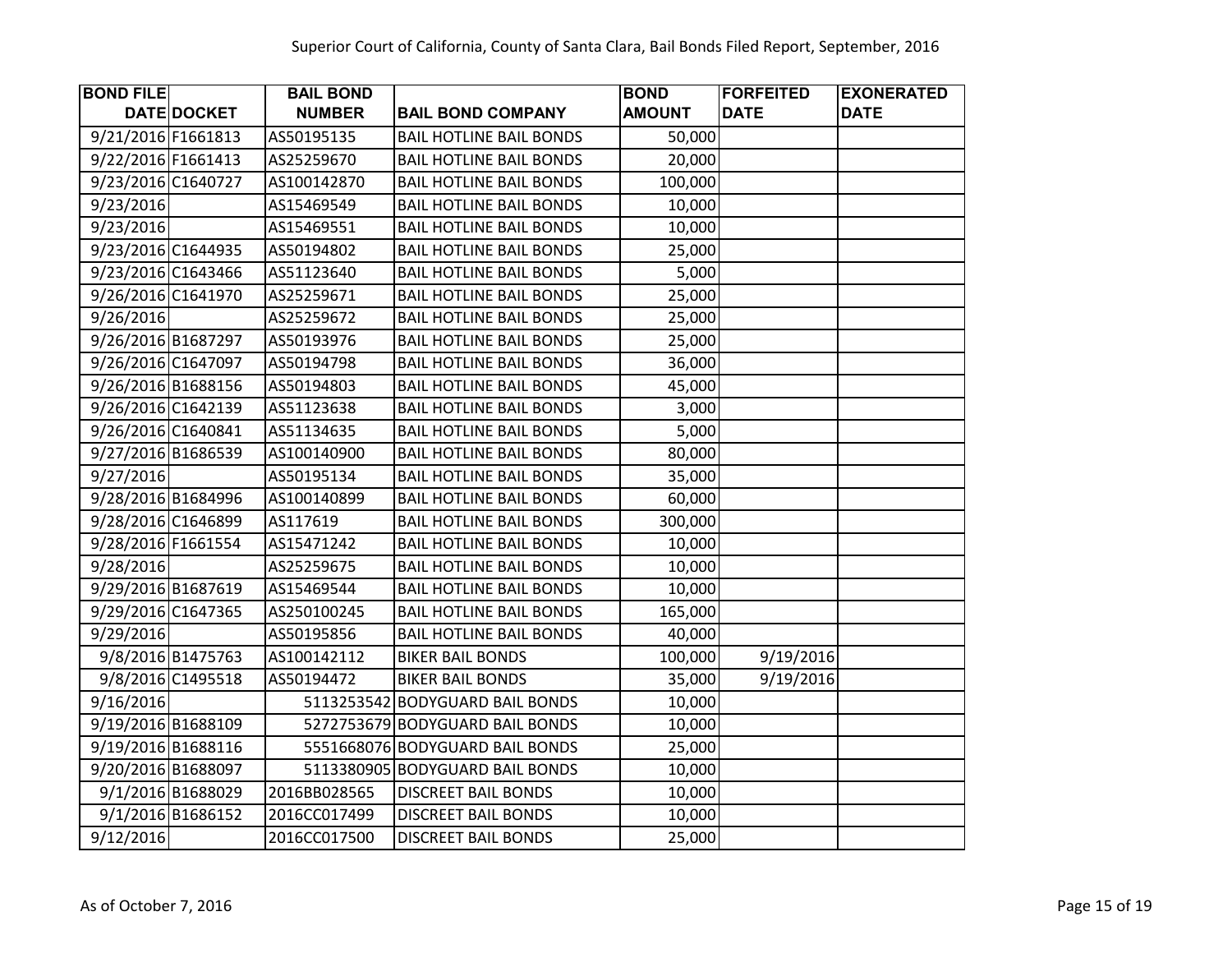Superior Court of California, County of Santa Clara, Bail Bonds Filed Report, September, 2016

| BOND FILE DATE | DOCKET | BAIL BOND NUMBER | BAIL BOND COMPANY | BOND AMOUNT | FORFEITED DATE | EXONERATED DATE |
|---|---|---|---|---|---|---|
| 9/21/2016 | F1661813 | AS50195135 | BAIL HOTLINE BAIL BONDS | 50,000 | | |
| 9/22/2016 | F1661413 | AS25259670 | BAIL HOTLINE BAIL BONDS | 20,000 | | |
| 9/23/2016 | C1640727 | AS100142870 | BAIL HOTLINE BAIL BONDS | 100,000 | | |
| 9/23/2016 | | AS15469549 | BAIL HOTLINE BAIL BONDS | 10,000 | | |
| 9/23/2016 | | AS15469551 | BAIL HOTLINE BAIL BONDS | 10,000 | | |
| 9/23/2016 | C1644935 | AS50194802 | BAIL HOTLINE BAIL BONDS | 25,000 | | |
| 9/23/2016 | C1643466 | AS51123640 | BAIL HOTLINE BAIL BONDS | 5,000 | | |
| 9/26/2016 | C1641970 | AS25259671 | BAIL HOTLINE BAIL BONDS | 25,000 | | |
| 9/26/2016 | | AS25259672 | BAIL HOTLINE BAIL BONDS | 25,000 | | |
| 9/26/2016 | B1687297 | AS50193976 | BAIL HOTLINE BAIL BONDS | 25,000 | | |
| 9/26/2016 | C1647097 | AS50194798 | BAIL HOTLINE BAIL BONDS | 36,000 | | |
| 9/26/2016 | B1688156 | AS50194803 | BAIL HOTLINE BAIL BONDS | 45,000 | | |
| 9/26/2016 | C1642139 | AS51123638 | BAIL HOTLINE BAIL BONDS | 3,000 | | |
| 9/26/2016 | C1640841 | AS51134635 | BAIL HOTLINE BAIL BONDS | 5,000 | | |
| 9/27/2016 | B1686539 | AS100140900 | BAIL HOTLINE BAIL BONDS | 80,000 | | |
| 9/27/2016 | | AS50195134 | BAIL HOTLINE BAIL BONDS | 35,000 | | |
| 9/28/2016 | B1684996 | AS100140899 | BAIL HOTLINE BAIL BONDS | 60,000 | | |
| 9/28/2016 | C1646899 | AS117619 | BAIL HOTLINE BAIL BONDS | 300,000 | | |
| 9/28/2016 | F1661554 | AS15471242 | BAIL HOTLINE BAIL BONDS | 10,000 | | |
| 9/28/2016 | | AS25259675 | BAIL HOTLINE BAIL BONDS | 10,000 | | |
| 9/29/2016 | B1687619 | AS15469544 | BAIL HOTLINE BAIL BONDS | 10,000 | | |
| 9/29/2016 | C1647365 | AS250100245 | BAIL HOTLINE BAIL BONDS | 165,000 | | |
| 9/29/2016 | | AS50195856 | BAIL HOTLINE BAIL BONDS | 40,000 | | |
| 9/8/2016 | B1475763 | AS100142112 | BIKER BAIL BONDS | 100,000 | 9/19/2016 | |
| 9/8/2016 | C1495518 | AS50194472 | BIKER BAIL BONDS | 35,000 | 9/19/2016 | |
| 9/16/2016 | | 5113253542 | BODYGUARD BAIL BONDS | 10,000 | | |
| 9/19/2016 | B1688109 | 5272753679 | BODYGUARD BAIL BONDS | 10,000 | | |
| 9/19/2016 | B1688116 | 5551668076 | BODYGUARD BAIL BONDS | 25,000 | | |
| 9/20/2016 | B1688097 | 5113380905 | BODYGUARD BAIL BONDS | 10,000 | | |
| 9/1/2016 | B1688029 | 2016BB028565 | DISCREET BAIL BONDS | 10,000 | | |
| 9/1/2016 | B1686152 | 2016CC017499 | DISCREET BAIL BONDS | 10,000 | | |
| 9/12/2016 | | 2016CC017500 | DISCREET BAIL BONDS | 25,000 | | |

As of October 7, 2016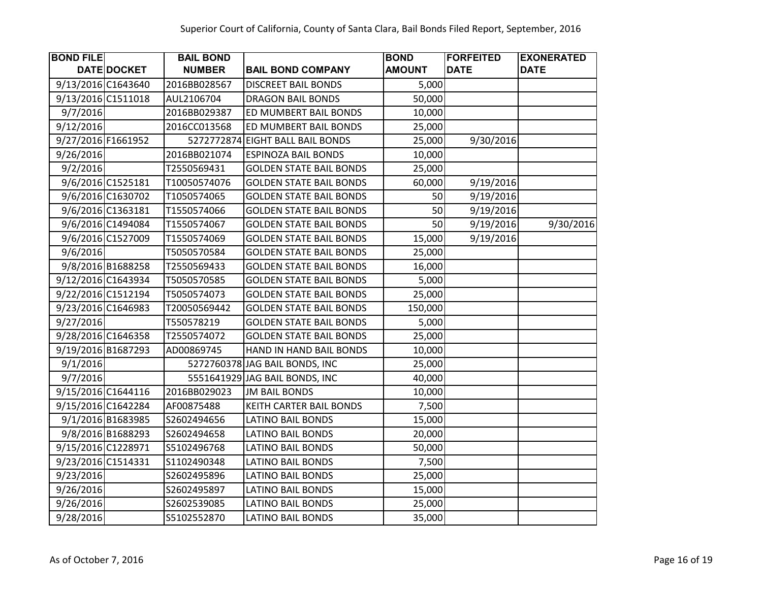Superior Court of California, County of Santa Clara, Bail Bonds Filed Report, September, 2016

| BOND FILE DATE | DOCKET | BAIL BOND NUMBER | BAIL BOND COMPANY | BOND AMOUNT | FORFEITED DATE | EXONERATED DATE |
|---|---|---|---|---|---|---|
| 9/13/2016 | C1643640 | 2016BB028567 | DISCREET BAIL BONDS | 5,000 | | |
| 9/13/2016 | C1511018 | AUL2106704 | DRAGON BAIL BONDS | 50,000 | | |
| 9/7/2016 | | 2016BB029387 | ED MUMBERT BAIL BONDS | 10,000 | | |
| 9/12/2016 | | 2016CC013568 | ED MUMBERT BAIL BONDS | 25,000 | | |
| 9/27/2016 | F1661952 | 5272772874 | EIGHT BALL BAIL BONDS | 25,000 | 9/30/2016 | |
| 9/26/2016 | | 2016BB021074 | ESPINOZA BAIL BONDS | 10,000 | | |
| 9/2/2016 | | T2550569431 | GOLDEN STATE BAIL BONDS | 25,000 | | |
| 9/6/2016 | C1525181 | T10050574076 | GOLDEN STATE BAIL BONDS | 60,000 | 9/19/2016 | |
| 9/6/2016 | C1630702 | T1050574065 | GOLDEN STATE BAIL BONDS | 50 | 9/19/2016 | |
| 9/6/2016 | C1363181 | T1550574066 | GOLDEN STATE BAIL BONDS | 50 | 9/19/2016 | |
| 9/6/2016 | C1494084 | T1550574067 | GOLDEN STATE BAIL BONDS | 50 | 9/19/2016 | 9/30/2016 |
| 9/6/2016 | C1527009 | T1550574069 | GOLDEN STATE BAIL BONDS | 15,000 | 9/19/2016 | |
| 9/6/2016 | | T5050570584 | GOLDEN STATE BAIL BONDS | 25,000 | | |
| 9/8/2016 | B1688258 | T2550569433 | GOLDEN STATE BAIL BONDS | 16,000 | | |
| 9/12/2016 | C1643934 | T5050570585 | GOLDEN STATE BAIL BONDS | 5,000 | | |
| 9/22/2016 | C1512194 | T5050574073 | GOLDEN STATE BAIL BONDS | 25,000 | | |
| 9/23/2016 | C1646983 | T20050569442 | GOLDEN STATE BAIL BONDS | 150,000 | | |
| 9/27/2016 | | T550578219 | GOLDEN STATE BAIL BONDS | 5,000 | | |
| 9/28/2016 | C1646358 | T2550574072 | GOLDEN STATE BAIL BONDS | 25,000 | | |
| 9/19/2016 | B1687293 | AD00869745 | HAND IN HAND BAIL BONDS | 10,000 | | |
| 9/1/2016 | | 5272760378 | JAG BAIL BONDS, INC | 25,000 | | |
| 9/7/2016 | | 5551641929 | JAG BAIL BONDS, INC | 40,000 | | |
| 9/15/2016 | C1644116 | 2016BB029023 | JM BAIL BONDS | 10,000 | | |
| 9/15/2016 | C1642284 | AF00875488 | KEITH CARTER BAIL BONDS | 7,500 | | |
| 9/1/2016 | B1683985 | S2602494656 | LATINO BAIL BONDS | 15,000 | | |
| 9/8/2016 | B1688293 | S2602494658 | LATINO BAIL BONDS | 20,000 | | |
| 9/15/2016 | C1228971 | S5102496768 | LATINO BAIL BONDS | 50,000 | | |
| 9/23/2016 | C1514331 | S1102490348 | LATINO BAIL BONDS | 7,500 | | |
| 9/23/2016 | | S2602495896 | LATINO BAIL BONDS | 25,000 | | |
| 9/26/2016 | | S2602495897 | LATINO BAIL BONDS | 15,000 | | |
| 9/26/2016 | | S2602539085 | LATINO BAIL BONDS | 25,000 | | |
| 9/28/2016 | | S5102552870 | LATINO BAIL BONDS | 35,000 | | |

As of October 7, 2016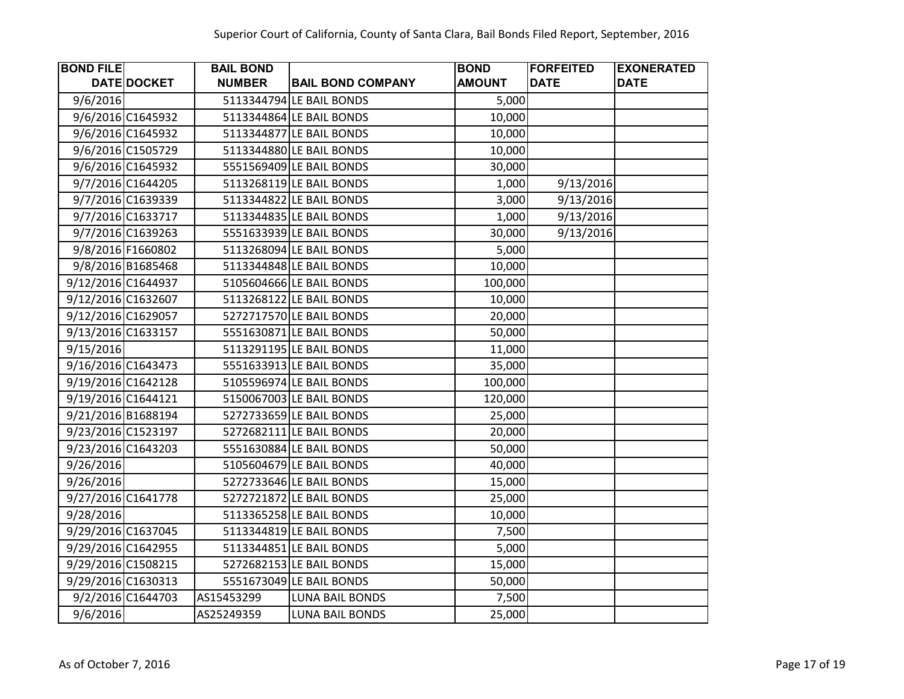Superior Court of California, County of Santa Clara, Bail Bonds Filed Report, September, 2016

| BOND FILE DATE | DOCKET | BAIL BOND NUMBER | BAIL BOND COMPANY | BOND AMOUNT | FORFEITED DATE | EXONERATED DATE |
|---|---|---|---|---|---|---|
| 9/6/2016 | | 5113344794 | LE BAIL BONDS | 5,000 | | |
| 9/6/2016 | C1645932 | 5113344864 | LE BAIL BONDS | 10,000 | | |
| 9/6/2016 | C1645932 | 5113344877 | LE BAIL BONDS | 10,000 | | |
| 9/6/2016 | C1505729 | 5113344880 | LE BAIL BONDS | 10,000 | | |
| 9/6/2016 | C1645932 | 5551569409 | LE BAIL BONDS | 30,000 | | |
| 9/7/2016 | C1644205 | 5113268119 | LE BAIL BONDS | 1,000 | 9/13/2016 | |
| 9/7/2016 | C1639339 | 5113344822 | LE BAIL BONDS | 3,000 | 9/13/2016 | |
| 9/7/2016 | C1633717 | 5113344835 | LE BAIL BONDS | 1,000 | 9/13/2016 | |
| 9/7/2016 | C1639263 | 5551633939 | LE BAIL BONDS | 30,000 | 9/13/2016 | |
| 9/8/2016 | F1660802 | 5113268094 | LE BAIL BONDS | 5,000 | | |
| 9/8/2016 | B1685468 | 5113344848 | LE BAIL BONDS | 10,000 | | |
| 9/12/2016 | C1644937 | 5105604666 | LE BAIL BONDS | 100,000 | | |
| 9/12/2016 | C1632607 | 5113268122 | LE BAIL BONDS | 10,000 | | |
| 9/12/2016 | C1629057 | 5272717570 | LE BAIL BONDS | 20,000 | | |
| 9/13/2016 | C1633157 | 5551630871 | LE BAIL BONDS | 50,000 | | |
| 9/15/2016 | | 5113291195 | LE BAIL BONDS | 11,000 | | |
| 9/16/2016 | C1643473 | 5551633913 | LE BAIL BONDS | 35,000 | | |
| 9/19/2016 | C1642128 | 5105596974 | LE BAIL BONDS | 100,000 | | |
| 9/19/2016 | C1644121 | 5150067003 | LE BAIL BONDS | 120,000 | | |
| 9/21/2016 | B1688194 | 5272733659 | LE BAIL BONDS | 25,000 | | |
| 9/23/2016 | C1523197 | 5272682111 | LE BAIL BONDS | 20,000 | | |
| 9/23/2016 | C1643203 | 5551630884 | LE BAIL BONDS | 50,000 | | |
| 9/26/2016 | | 5105604679 | LE BAIL BONDS | 40,000 | | |
| 9/26/2016 | | 5272733646 | LE BAIL BONDS | 15,000 | | |
| 9/27/2016 | C1641778 | 5272721872 | LE BAIL BONDS | 25,000 | | |
| 9/28/2016 | | 5113365258 | LE BAIL BONDS | 10,000 | | |
| 9/29/2016 | C1637045 | 5113344819 | LE BAIL BONDS | 7,500 | | |
| 9/29/2016 | C1642955 | 5113344851 | LE BAIL BONDS | 5,000 | | |
| 9/29/2016 | C1508215 | 5272682153 | LE BAIL BONDS | 15,000 | | |
| 9/29/2016 | C1630313 | 5551673049 | LE BAIL BONDS | 50,000 | | |
| 9/2/2016 | C1644703 | AS15453299 | LUNA BAIL BONDS | 7,500 | | |
| 9/6/2016 | | AS25249359 | LUNA BAIL BONDS | 25,000 | | |

As of October 7, 2016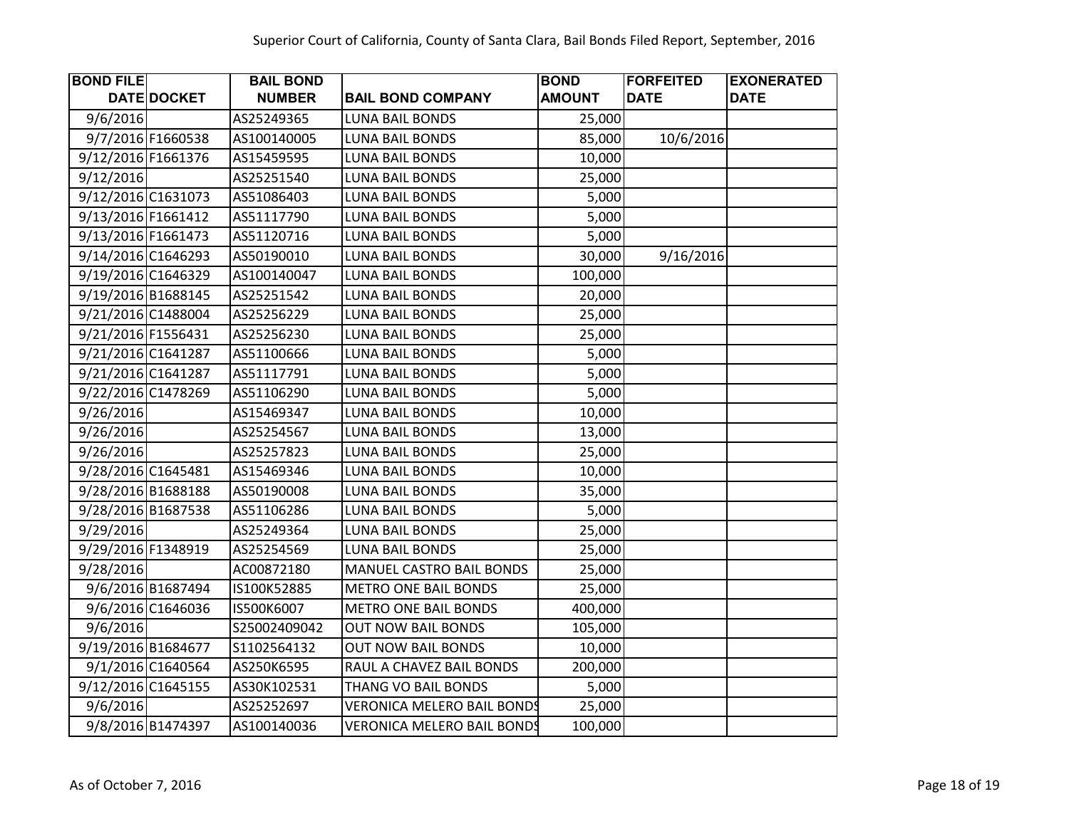# Superior Court of California, County of Santa Clara, Bail Bonds Filed Report, September, 2016

| BOND FILE DATE | DOCKET | BAIL BOND NUMBER | BAIL BOND COMPANY | BOND AMOUNT | FORFEITED DATE | EXONERATED DATE |
|---|---|---|---|---|---|---|
| 9/6/2016 | | AS25249365 | LUNA BAIL BONDS | 25,000 | | |
| 9/7/2016 | F1660538 | AS100140005 | LUNA BAIL BONDS | 85,000 | 10/6/2016 | |
| 9/12/2016 | F1661376 | AS15459595 | LUNA BAIL BONDS | 10,000 | | |
| 9/12/2016 | | AS25251540 | LUNA BAIL BONDS | 25,000 | | |
| 9/12/2016 | C1631073 | AS51086403 | LUNA BAIL BONDS | 5,000 | | |
| 9/13/2016 | F1661412 | AS51117790 | LUNA BAIL BONDS | 5,000 | | |
| 9/13/2016 | F1661473 | AS51120716 | LUNA BAIL BONDS | 5,000 | | |
| 9/14/2016 | C1646293 | AS50190010 | LUNA BAIL BONDS | 30,000 | 9/16/2016 | |
| 9/19/2016 | C1646329 | AS100140047 | LUNA BAIL BONDS | 100,000 | | |
| 9/19/2016 | B1688145 | AS25251542 | LUNA BAIL BONDS | 20,000 | | |
| 9/21/2016 | C1488004 | AS25256229 | LUNA BAIL BONDS | 25,000 | | |
| 9/21/2016 | F1556431 | AS25256230 | LUNA BAIL BONDS | 25,000 | | |
| 9/21/2016 | C1641287 | AS51100666 | LUNA BAIL BONDS | 5,000 | | |
| 9/21/2016 | C1641287 | AS51117791 | LUNA BAIL BONDS | 5,000 | | |
| 9/22/2016 | C1478269 | AS51106290 | LUNA BAIL BONDS | 5,000 | | |
| 9/26/2016 | | AS15469347 | LUNA BAIL BONDS | 10,000 | | |
| 9/26/2016 | | AS25254567 | LUNA BAIL BONDS | 13,000 | | |
| 9/26/2016 | | AS25257823 | LUNA BAIL BONDS | 25,000 | | |
| 9/28/2016 | C1645481 | AS15469346 | LUNA BAIL BONDS | 10,000 | | |
| 9/28/2016 | B1688188 | AS50190008 | LUNA BAIL BONDS | 35,000 | | |
| 9/28/2016 | B1687538 | AS51106286 | LUNA BAIL BONDS | 5,000 | | |
| 9/29/2016 | | AS25249364 | LUNA BAIL BONDS | 25,000 | | |
| 9/29/2016 | F1348919 | AS25254569 | LUNA BAIL BONDS | 25,000 | | |
| 9/28/2016 | | AC00872180 | MANUEL CASTRO BAIL BONDS | 25,000 | | |
| 9/6/2016 | B1687494 | IS100K52885 | METRO ONE BAIL BONDS | 25,000 | | |
| 9/6/2016 | C1646036 | IS500K6007 | METRO ONE BAIL BONDS | 400,000 | | |
| 9/6/2016 | | S25002409042 | OUT NOW BAIL BONDS | 105,000 | | |
| 9/19/2016 | B1684677 | S1102564132 | OUT NOW BAIL BONDS | 10,000 | | |
| 9/1/2016 | C1640564 | AS250K6595 | RAUL A CHAVEZ BAIL BONDS | 200,000 | | |
| 9/12/2016 | C1645155 | AS30K102531 | THANG VO BAIL BONDS | 5,000 | | |
| 9/6/2016 | | AS25252697 | VERONICA MELERO BAIL BONDS | 25,000 | | |
| 9/8/2016 | B1474397 | AS100140036 | VERONICA MELERO BAIL BONDS | 100,000 | | |

As of October 7, 2016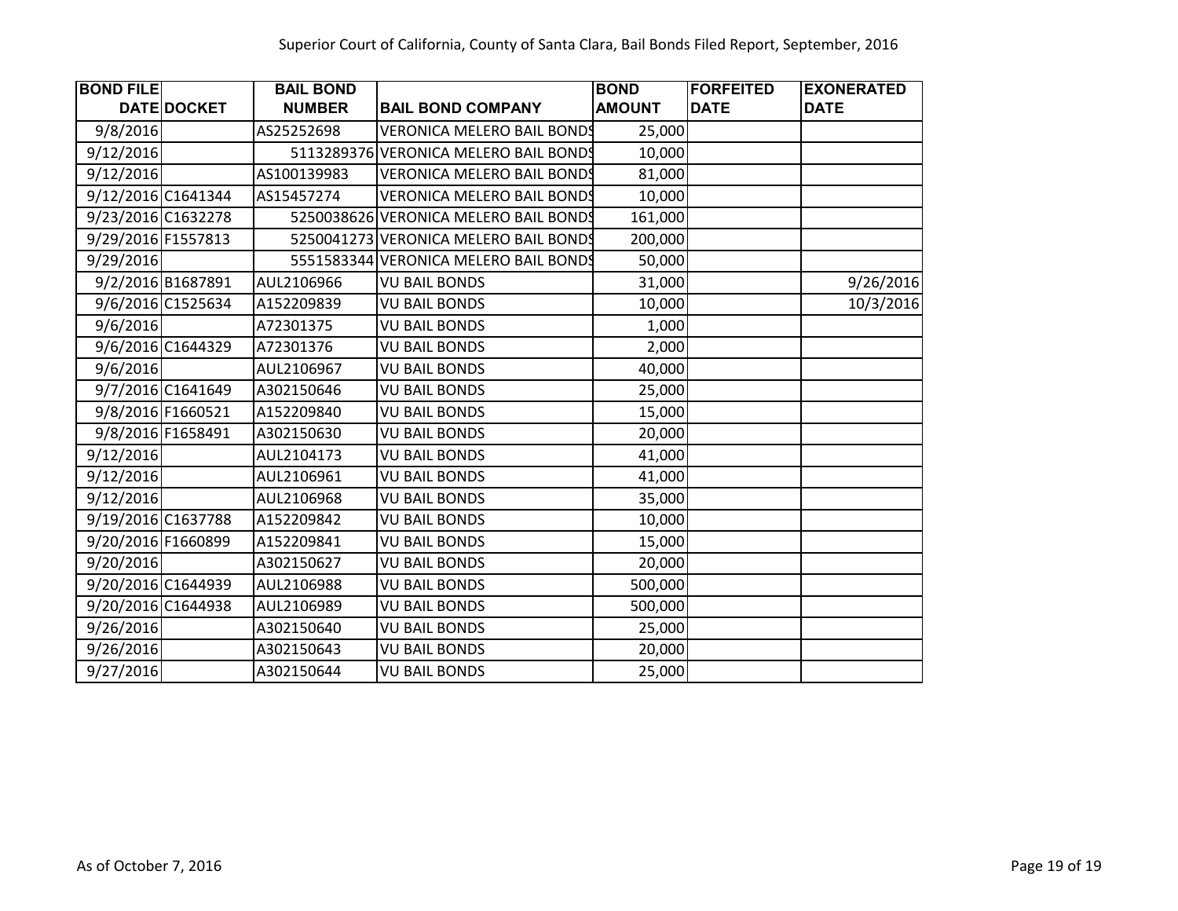Superior Court of California, County of Santa Clara, Bail Bonds Filed Report, September, 2016

| BOND FILE DATE | DOCKET | BAIL BOND NUMBER | BAIL BOND COMPANY | BOND AMOUNT | FORFEITED DATE | EXONERATED DATE |
|---|---|---|---|---|---|---|
| 9/8/2016 | | AS25252698 | VERONICA MELERO BAIL BONDS | 25,000 | | |
| 9/12/2016 | | 5113289376 | VERONICA MELERO BAIL BONDS | 10,000 | | |
| 9/12/2016 | | AS100139983 | VERONICA MELERO BAIL BONDS | 81,000 | | |
| 9/12/2016 | C1641344 | AS15457274 | VERONICA MELERO BAIL BONDS | 10,000 | | |
| 9/23/2016 | C1632278 | 5250038626 | VERONICA MELERO BAIL BONDS | 161,000 | | |
| 9/29/2016 | F1557813 | 5250041273 | VERONICA MELERO BAIL BONDS | 200,000 | | |
| 9/29/2016 | | 5551583344 | VERONICA MELERO BAIL BONDS | 50,000 | | |
| 9/2/2016 | B1687891 | AUL2106966 | VU BAIL BONDS | 31,000 | | 9/26/2016 |
| 9/6/2016 | C1525634 | A152209839 | VU BAIL BONDS | 10,000 | | 10/3/2016 |
| 9/6/2016 | | A72301375 | VU BAIL BONDS | 1,000 | | |
| 9/6/2016 | C1644329 | A72301376 | VU BAIL BONDS | 2,000 | | |
| 9/6/2016 | | AUL2106967 | VU BAIL BONDS | 40,000 | | |
| 9/7/2016 | C1641649 | A302150646 | VU BAIL BONDS | 25,000 | | |
| 9/8/2016 | F1660521 | A152209840 | VU BAIL BONDS | 15,000 | | |
| 9/8/2016 | F1658491 | A302150630 | VU BAIL BONDS | 20,000 | | |
| 9/12/2016 | | AUL2104173 | VU BAIL BONDS | 41,000 | | |
| 9/12/2016 | | AUL2106961 | VU BAIL BONDS | 41,000 | | |
| 9/12/2016 | | AUL2106968 | VU BAIL BONDS | 35,000 | | |
| 9/19/2016 | C1637788 | A152209842 | VU BAIL BONDS | 10,000 | | |
| 9/20/2016 | F1660899 | A152209841 | VU BAIL BONDS | 15,000 | | |
| 9/20/2016 | | A302150627 | VU BAIL BONDS | 20,000 | | |
| 9/20/2016 | C1644939 | AUL2106988 | VU BAIL BONDS | 500,000 | | |
| 9/20/2016 | C1644938 | AUL2106989 | VU BAIL BONDS | 500,000 | | |
| 9/26/2016 | | A302150640 | VU BAIL BONDS | 25,000 | | |
| 9/26/2016 | | A302150643 | VU BAIL BONDS | 20,000 | | |
| 9/27/2016 | | A302150644 | VU BAIL BONDS | 25,000 | | |

As of October 7, 2016